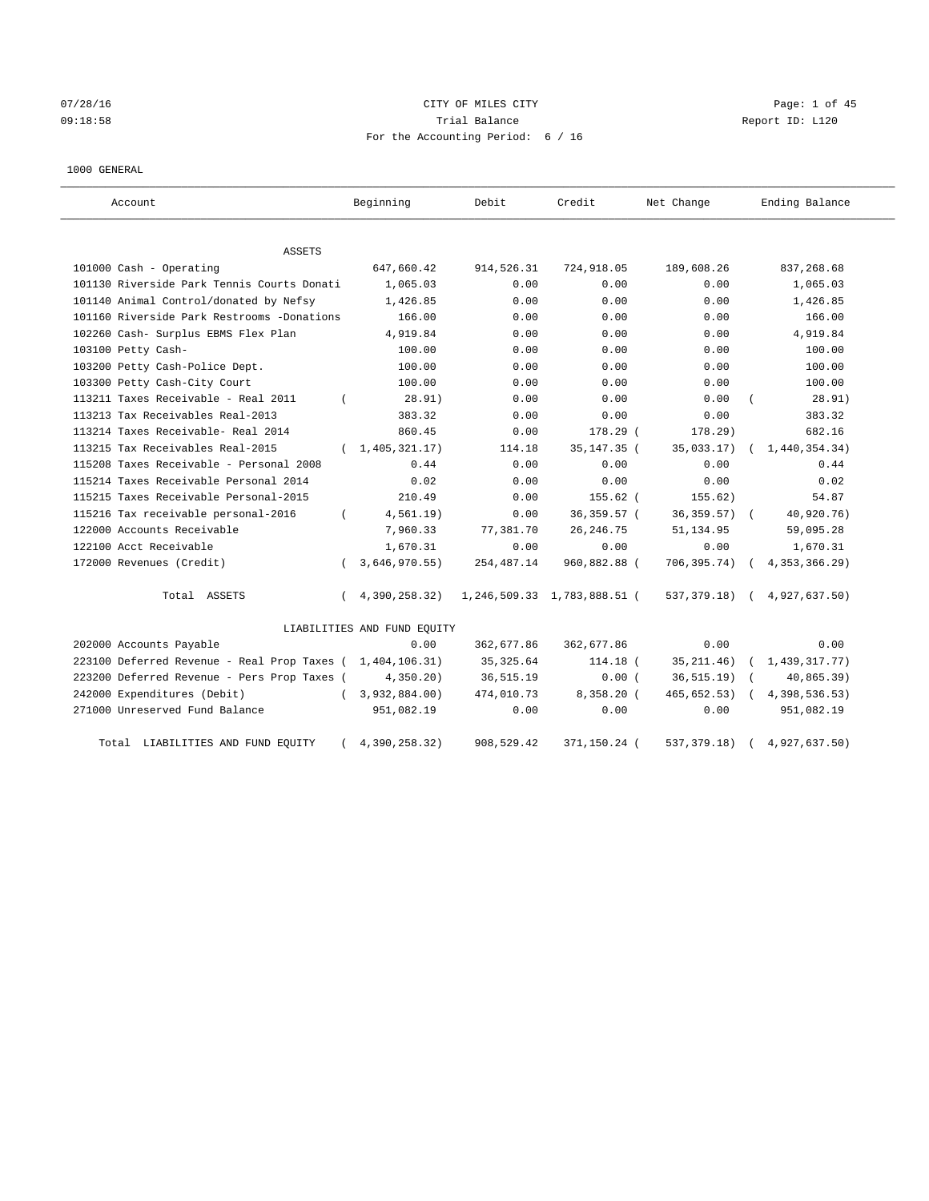CITY OF MILES CITY

Trial Balance

For the Accounting Period: 6 / 16

07/28/16
09:18:58

Report ID: L120

1000 GENERAL

| Account | Beginning | Debit | Credit | Net Change | Ending Balance |
|---|---|---|---|---|---|
| **ASSETS** | | | | | |
| 101000 Cash - Operating | 647,660.42 | 914,526.31 | 724,918.05 | 189,608.26 | 837,268.68 |
| 101130 Riverside Park Tennis Courts Donati | 1,065.03 | 0.00 | 0.00 | 0.00 | 1,065.03 |
| 101140 Animal Control/donated by Nefsy | 1,426.85 | 0.00 | 0.00 | 0.00 | 1,426.85 |
| 101160 Riverside Park Restrooms -Donations | 166.00 | 0.00 | 0.00 | 0.00 | 166.00 |
| 102260 Cash- Surplus EBMS Flex Plan | 4,919.84 | 0.00 | 0.00 | 0.00 | 4,919.84 |
| 103100 Petty Cash- | 100.00 | 0.00 | 0.00 | 0.00 | 100.00 |
| 103200 Petty Cash-Police Dept. | 100.00 | 0.00 | 0.00 | 0.00 | 100.00 |
| 103300 Petty Cash-City Court | 100.00 | 0.00 | 0.00 | 0.00 | 100.00 |
| 113211 Taxes Receivable - Real 2011 | ( 28.91) | 0.00 | 0.00 | 0.00 | ( 28.91) |
| 113213 Tax Receivables Real-2013 | 383.32 | 0.00 | 0.00 | 0.00 | 383.32 |
| 113214 Taxes Receivable- Real 2014 | 860.45 | 0.00 | 178.29 | ( 178.29) | 682.16 |
| 113215 Tax Receivables Real-2015 | ( 1,405,321.17) | 114.18 | 35,147.35 | ( 35,033.17) | ( 1,440,354.34) |
| 115208 Taxes Receivable - Personal 2008 | 0.44 | 0.00 | 0.00 | 0.00 | 0.44 |
| 115214 Taxes Receivable Personal 2014 | 0.02 | 0.00 | 0.00 | 0.00 | 0.02 |
| 115215 Taxes Receivable Personal-2015 | 210.49 | 0.00 | 155.62 | ( 155.62) | 54.87 |
| 115216 Tax receivable personal-2016 | ( 4,561.19) | 0.00 | 36,359.57 | ( 36,359.57) | ( 40,920.76) |
| 122000 Accounts Receivable | 7,960.33 | 77,381.70 | 26,246.75 | 51,134.95 | 59,095.28 |
| 122100 Acct Receivable | 1,670.31 | 0.00 | 0.00 | 0.00 | 1,670.31 |
| 172000 Revenues (Credit) | ( 3,646,970.55) | 254,487.14 | 960,882.88 | ( 706,395.74) | ( 4,353,366.29) |
| Total ASSETS | ( 4,390,258.32) | 1,246,509.33 | 1,783,888.51 | ( 537,379.18) | ( 4,927,637.50) |
| **LIABILITIES AND FUND EQUITY** | | | | | |
| 202000 Accounts Payable | 0.00 | 362,677.86 | 362,677.86 | 0.00 | 0.00 |
| 223100 Deferred Revenue - Real Prop Taxes | ( 1,404,106.31) | 35,325.64 | 114.18 | ( 35,211.46) | ( 1,439,317.77) |
| 223200 Deferred Revenue - Pers Prop Taxes | ( 4,350.20) | 36,515.19 | 0.00 | ( 36,515.19) | ( 40,865.39) |
| 242000 Expenditures (Debit) | ( 3,932,884.00) | 474,010.73 | 8,358.20 | ( 465,652.53) | ( 4,398,536.53) |
| 271000 Unreserved Fund Balance | 951,082.19 | 0.00 | 0.00 | 0.00 | 951,082.19 |
| Total LIABILITIES AND FUND EQUITY | ( 4,390,258.32) | 908,529.42 | 371,150.24 | ( 537,379.18) | ( 4,927,637.50) |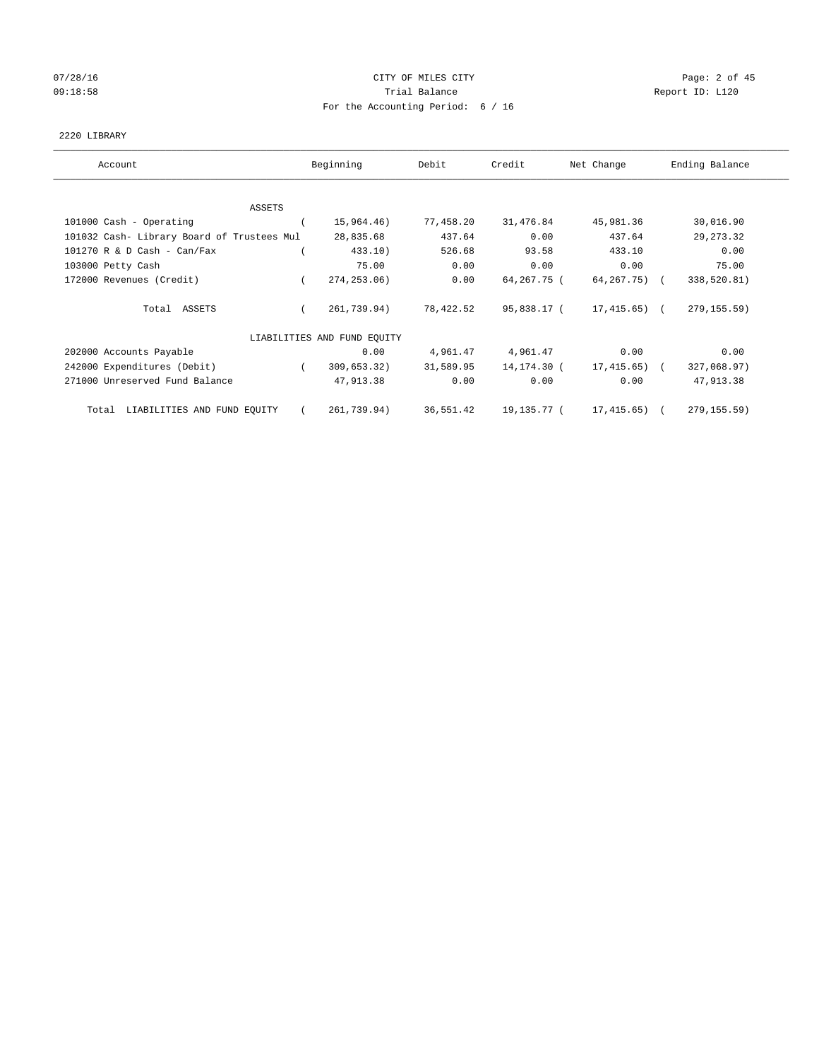CITY OF MILES CITY
Trial Balance
For the Accounting Period: 6 / 16

07/28/16
09:18:58

Report ID: L120

2220 LIBRARY

| Account | Beginning | Debit | Credit | Net Change | Ending Balance |
|---|---|---|---|---|---|
| ASSETS | | | | | |
| 101000 Cash - Operating | ( 15,964.46) | 77,458.20 | 31,476.84 | 45,981.36 | 30,016.90 |
| 101032 Cash- Library Board of Trustees Mul | 28,835.68 | 437.64 | 0.00 | 437.64 | 29,273.32 |
| 101270 R & D Cash - Can/Fax | ( 433.10) | 526.68 | 93.58 | 433.10 | 0.00 |
| 103000 Petty Cash | 75.00 | 0.00 | 0.00 | 0.00 | 75.00 |
| 172000 Revenues (Credit) | ( 274,253.06) | 0.00 | 64,267.75 | ( 64,267.75) | ( 338,520.81) |
| Total ASSETS | ( 261,739.94) | 78,422.52 | 95,838.17 | ( 17,415.65) | ( 279,155.59) |
| LIABILITIES AND FUND EQUITY | | | | | |
| 202000 Accounts Payable | 0.00 | 4,961.47 | 4,961.47 | 0.00 | 0.00 |
| 242000 Expenditures (Debit) | ( 309,653.32) | 31,589.95 | 14,174.30 | ( 17,415.65) | ( 327,068.97) |
| 271000 Unreserved Fund Balance | 47,913.38 | 0.00 | 0.00 | 0.00 | 47,913.38 |
| Total LIABILITIES AND FUND EQUITY | ( 261,739.94) | 36,551.42 | 19,135.77 | ( 17,415.65) | ( 279,155.59) |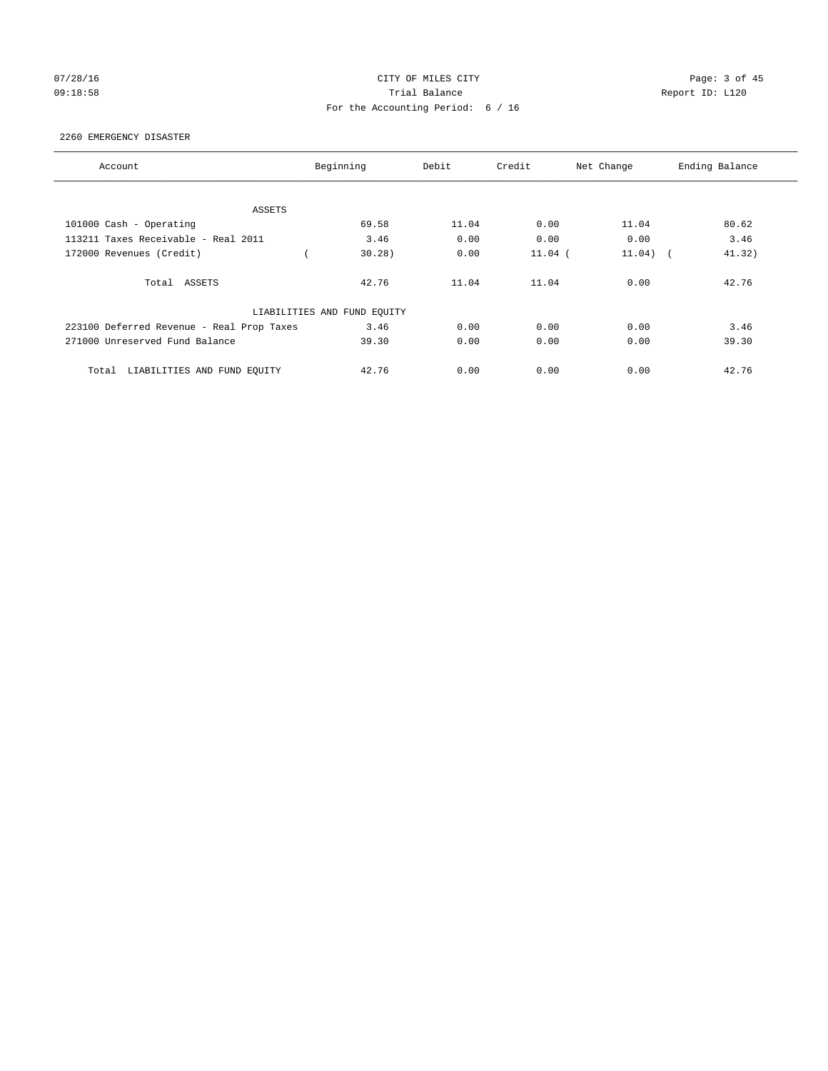CITY OF MILES CITY

Trial Balance

For the Accounting Period: 6 / 16

07/28/16 09:18:58 Report ID: L120

2260 EMERGENCY DISASTER

| Account | Beginning | Debit | Credit | Net Change | Ending Balance |
|---|---|---|---|---|---|
| ASSETS | | | | | |
| 101000 Cash - Operating | 69.58 | 11.04 | 0.00 | 11.04 | 80.62 |
| 113211 Taxes Receivable - Real 2011 | 3.46 | 0.00 | 0.00 | 0.00 | 3.46 |
| 172000 Revenues (Credit) | ( 30.28) | 0.00 | 11.04 | ( 11.04) | ( 41.32) |
| Total ASSETS | 42.76 | 11.04 | 11.04 | 0.00 | 42.76 |
| LIABILITIES AND FUND EQUITY | | | | | |
| 223100 Deferred Revenue - Real Prop Taxes | 3.46 | 0.00 | 0.00 | 0.00 | 3.46 |
| 271000 Unreserved Fund Balance | 39.30 | 0.00 | 0.00 | 0.00 | 39.30 |
| Total LIABILITIES AND FUND EQUITY | 42.76 | 0.00 | 0.00 | 0.00 | 42.76 |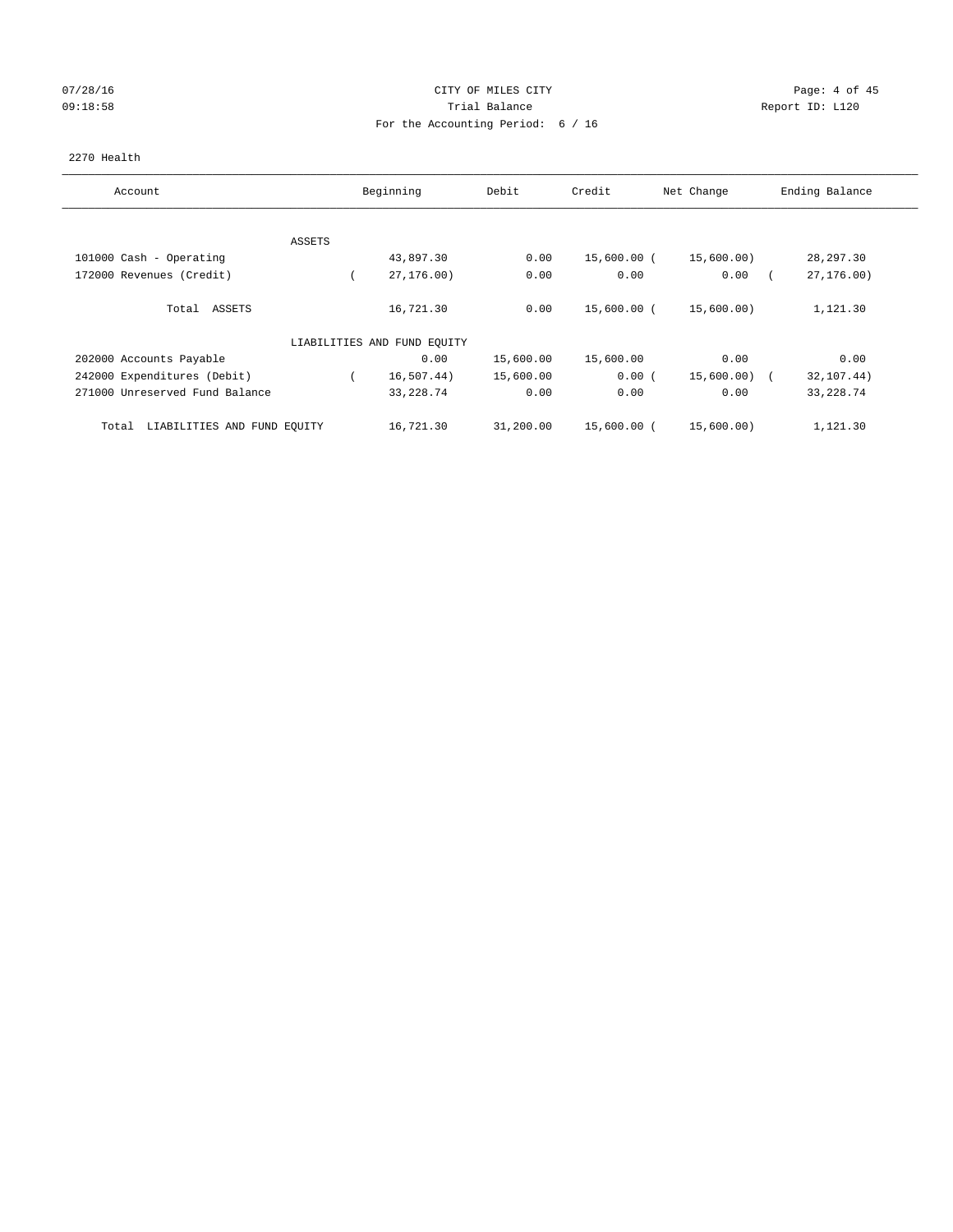07/28/16 CITY OF MILES CITY
09:18:58 Trial Balance Report ID: L120
For the Accounting Period: 6 / 16

2270 Health

| Account | Beginning | Debit | Credit | Net Change | Ending Balance |
|---|---|---|---|---|---|
| ASSETS | | | | | |
| 101000 Cash - Operating | 43,897.30 | 0.00 | 15,600.00 | (15,600.00) | 28,297.30 |
| 172000 Revenues (Credit) | (27,176.00) | 0.00 | 0.00 | 0.00 | (27,176.00) |
| Total ASSETS | 16,721.30 | 0.00 | 15,600.00 | (15,600.00) | 1,121.30 |
| LIABILITIES AND FUND EQUITY | | | | | |
| 202000 Accounts Payable | 0.00 | 15,600.00 | 15,600.00 | 0.00 | 0.00 |
| 242000 Expenditures (Debit) | (16,507.44) | 15,600.00 | 0.00 | (15,600.00) | (32,107.44) |
| 271000 Unreserved Fund Balance | 33,228.74 | 0.00 | 0.00 | 0.00 | 33,228.74 |
| Total LIABILITIES AND FUND EQUITY | 16,721.30 | 31,200.00 | 15,600.00 | (15,600.00) | 1,121.30 |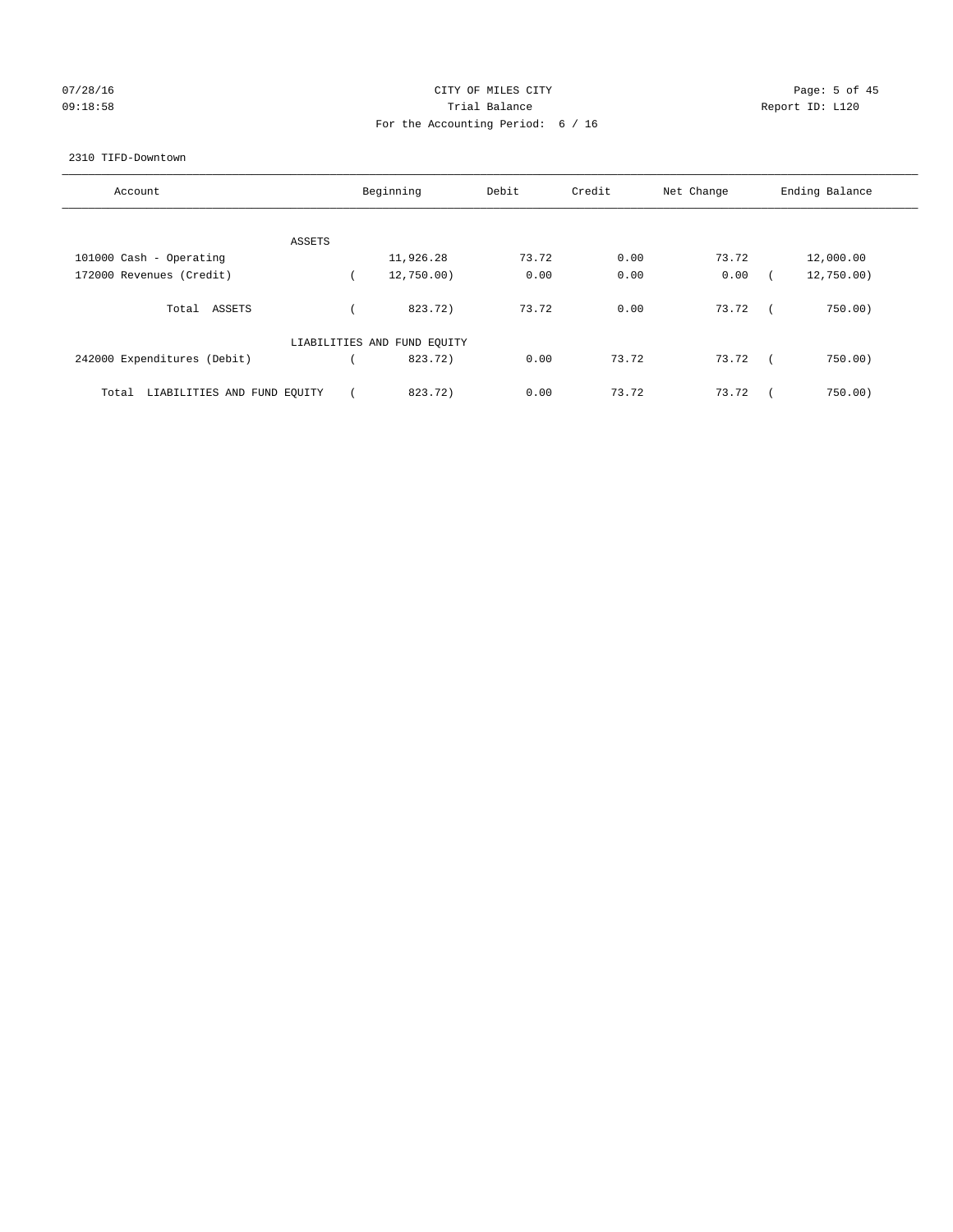CITY OF MILES CITY

Trial Balance

For the Accounting Period: 6 / 16

07/28/16 09:18:58 Report ID: L120

2310 TIFD-Downtown

| Account | Beginning | Debit | Credit | Net Change | Ending Balance |
|---|---|---|---|---|---|
| ASSETS | | | | | |
| 101000 Cash - Operating | 11,926.28 | 73.72 | 0.00 | 73.72 | 12,000.00 |
| 172000 Revenues (Credit) | ( 12,750.00) | 0.00 | 0.00 | 0.00 | ( 12,750.00) |
| Total ASSETS | ( 823.72) | 73.72 | 0.00 | 73.72 | ( 750.00) |
| LIABILITIES AND FUND EQUITY | | | | | |
| 242000 Expenditures (Debit) | ( 823.72) | 0.00 | 73.72 | 73.72 | ( 750.00) |
| Total LIABILITIES AND FUND EQUITY | ( 823.72) | 0.00 | 73.72 | 73.72 | ( 750.00) |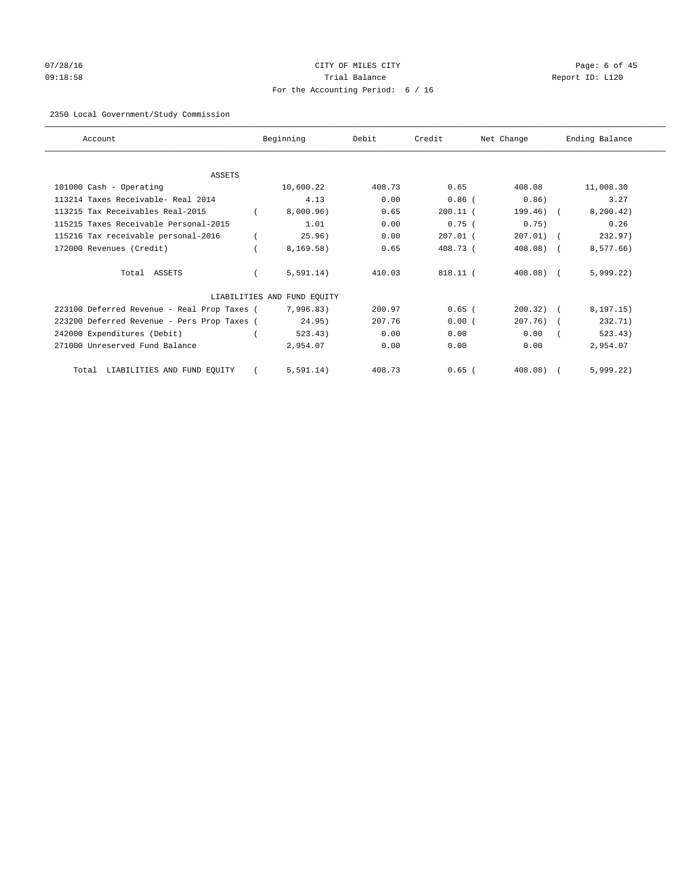CITY OF MILES CITY

Trial Balance

For the Accounting Period: 6 / 16

2350 Local Government/Study Commission

| Account | Beginning | Debit | Credit | Net Change | Ending Balance |
|---|---|---|---|---|---|
| ASSETS | | | | | |
| 101000 Cash - Operating | 10,600.22 | 408.73 | 0.65 | 408.08 | 11,008.30 |
| 113214 Taxes Receivable- Real 2014 | 4.13 | 0.00 | 0.86 | (0.86) | 3.27 |
| 113215 Tax Receivables Real-2015 | (8,000.96) | 0.65 | 200.11 | (199.46) | (8,200.42) |
| 115215 Taxes Receivable Personal-2015 | 1.01 | 0.00 | 0.75 | (0.75) | 0.26 |
| 115216 Tax receivable personal-2016 | (25.96) | 0.00 | 207.01 | (207.01) | (232.97) |
| 172000 Revenues (Credit) | (8,169.58) | 0.65 | 408.73 | (408.08) | (8,577.66) |
| Total ASSETS | (5,591.14) | 410.03 | 818.11 | (408.08) | (5,999.22) |
| LIABILITIES AND FUND EQUITY | | | | | |
| 223100 Deferred Revenue - Real Prop Taxes | (7,996.83) | 200.97 | 0.65 | (200.32) | (8,197.15) |
| 223200 Deferred Revenue - Pers Prop Taxes | (24.95) | 207.76 | 0.00 | (207.76) | (232.71) |
| 242000 Expenditures (Debit) | (523.43) | 0.00 | 0.00 | 0.00 | (523.43) |
| 271000 Unreserved Fund Balance | 2,954.07 | 0.00 | 0.00 | 0.00 | 2,954.07 |
| Total LIABILITIES AND FUND EQUITY | (5,591.14) | 408.73 | 0.65 | (408.08) | (5,999.22) |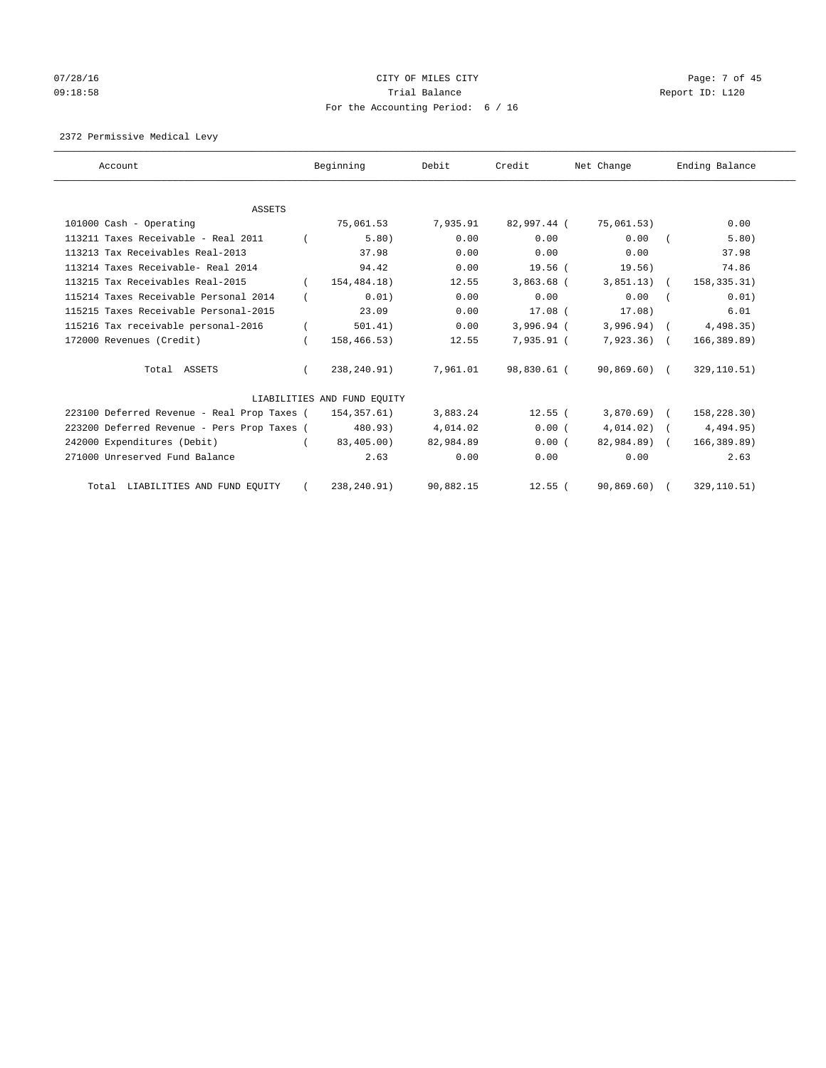CITY OF MILES CITY

Trial Balance

For the Accounting Period: 6 / 16

07/28/16 09:18:58 — Report ID: L120

2372 Permissive Medical Levy

| Account | Beginning | Debit | Credit | Net Change | Ending Balance |
|---|---|---|---|---|---|
| ASSETS | | | | | |
| 101000 Cash - Operating | 75,061.53 | 7,935.91 | 82,997.44 | ( 75,061.53) | 0.00 |
| 113211 Taxes Receivable - Real 2011 | ( 5.80) | 0.00 | 0.00 | 0.00 | ( 5.80) |
| 113213 Tax Receivables Real-2013 | 37.98 | 0.00 | 0.00 | 0.00 | 37.98 |
| 113214 Taxes Receivable- Real 2014 | 94.42 | 0.00 | 19.56 | ( 19.56) | 74.86 |
| 113215 Tax Receivables Real-2015 | ( 154,484.18) | 12.55 | 3,863.68 | ( 3,851.13) | ( 158,335.31) |
| 115214 Taxes Receivable Personal 2014 | ( 0.01) | 0.00 | 0.00 | 0.00 | ( 0.01) |
| 115215 Taxes Receivable Personal-2015 | 23.09 | 0.00 | 17.08 | ( 17.08) | 6.01 |
| 115216 Tax receivable personal-2016 | ( 501.41) | 0.00 | 3,996.94 | ( 3,996.94) | ( 4,498.35) |
| 172000 Revenues (Credit) | ( 158,466.53) | 12.55 | 7,935.91 | ( 7,923.36) | ( 166,389.89) |
| Total ASSETS | ( 238,240.91) | 7,961.01 | 98,830.61 | ( 90,869.60) | ( 329,110.51) |
| LIABILITIES AND FUND EQUITY | | | | | |
| 223100 Deferred Revenue - Real Prop Taxes | ( 154,357.61) | 3,883.24 | 12.55 | ( 3,870.69) | ( 158,228.30) |
| 223200 Deferred Revenue - Pers Prop Taxes | ( 480.93) | 4,014.02 | 0.00 | ( 4,014.02) | ( 4,494.95) |
| 242000 Expenditures (Debit) | ( 83,405.00) | 82,984.89 | 0.00 | ( 82,984.89) | ( 166,389.89) |
| 271000 Unreserved Fund Balance | 2.63 | 0.00 | 0.00 | 0.00 | 2.63 |
| Total LIABILITIES AND FUND EQUITY | ( 238,240.91) | 90,882.15 | 12.55 | ( 90,869.60) | ( 329,110.51) |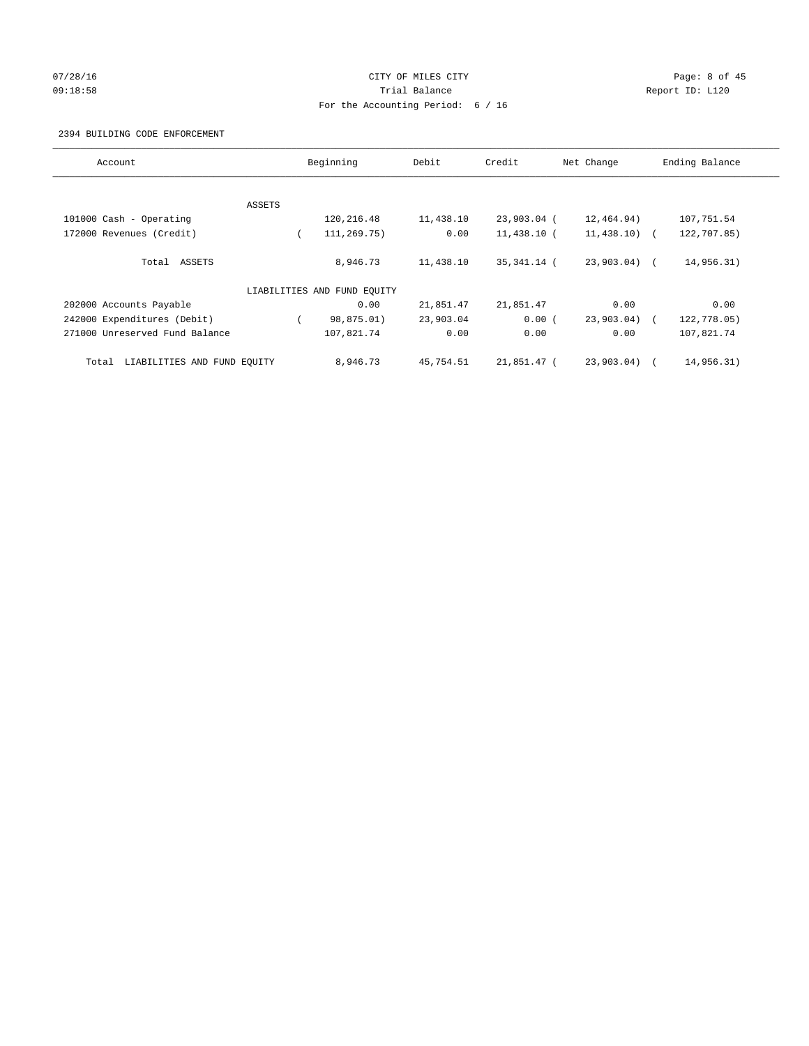CITY OF MILES CITY
Trial Balance
For the Accounting Period: 6 / 16

07/28/16
09:18:58

Report ID: L120

2394 BUILDING CODE ENFORCEMENT

| Account | Beginning | Debit | Credit | Net Change | Ending Balance |
|---|---|---|---|---|---|
| ASSETS | | | | | |
| 101000 Cash - Operating | 120,216.48 | 11,438.10 | 23,903.04 | ( 12,464.94) | 107,751.54 |
| 172000 Revenues (Credit) | ( 111,269.75) | 0.00 | 11,438.10 | ( 11,438.10) | ( 122,707.85) |
| Total ASSETS | 8,946.73 | 11,438.10 | 35,341.14 | ( 23,903.04) | ( 14,956.31) |
| LIABILITIES AND FUND EQUITY | | | | | |
| 202000 Accounts Payable | 0.00 | 21,851.47 | 21,851.47 | 0.00 | 0.00 |
| 242000 Expenditures (Debit) | ( 98,875.01) | 23,903.04 | 0.00 | ( 23,903.04) | ( 122,778.05) |
| 271000 Unreserved Fund Balance | 107,821.74 | 0.00 | 0.00 | 0.00 | 107,821.74 |
| Total LIABILITIES AND FUND EQUITY | 8,946.73 | 45,754.51 | 21,851.47 | ( 23,903.04) | ( 14,956.31) |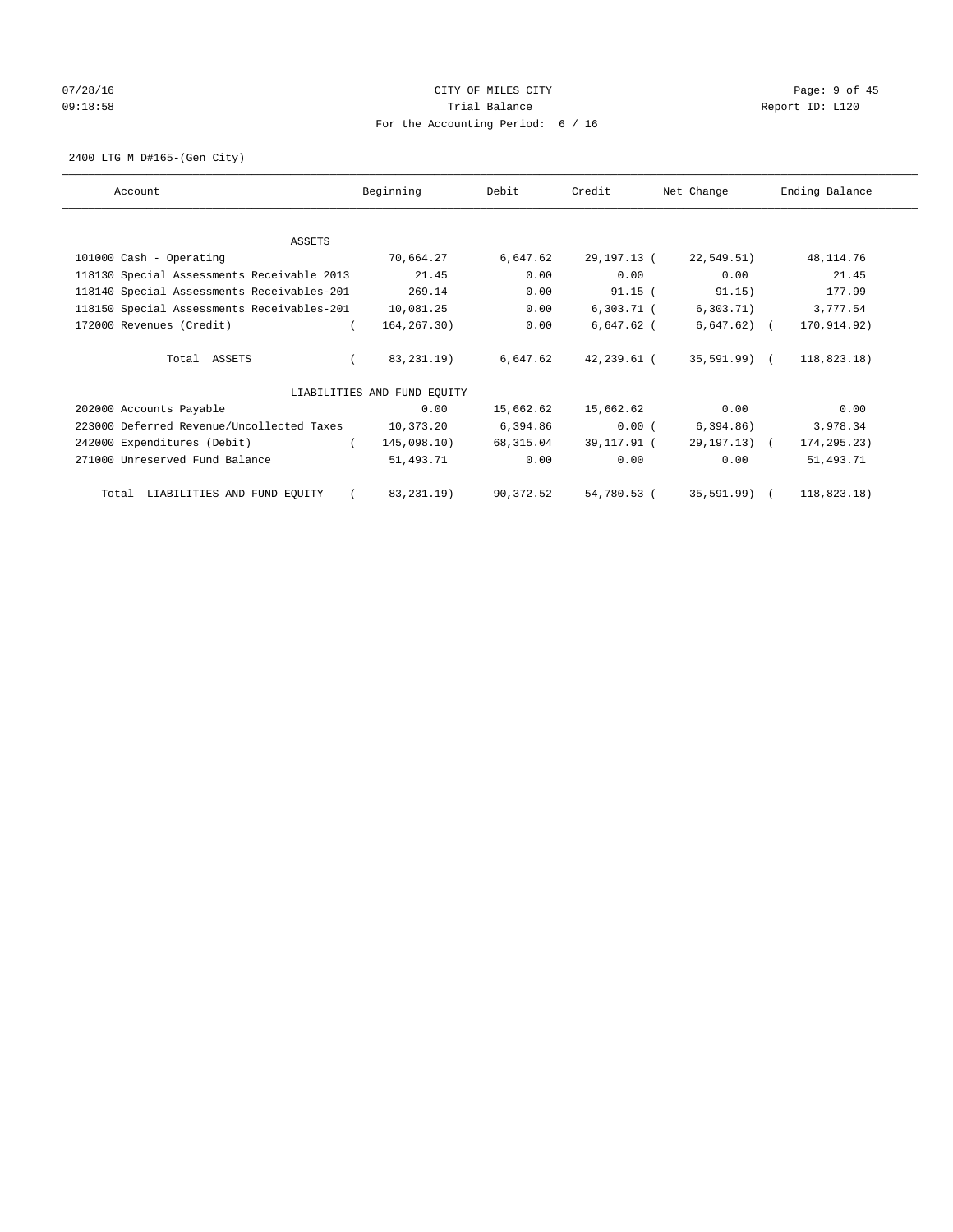CITY OF MILES CITY

Trial Balance

For the Accounting Period: 6 / 16

07/28/16
09:18:58

Report ID: L120

2400 LTG M D#165-(Gen City)

| Account | Beginning | Debit | Credit | Net Change | Ending Balance |
|---|---|---|---|---|---|
| ASSETS | | | | | |
| 101000 Cash - Operating | 70,664.27 | 6,647.62 | 29,197.13 | ( 22,549.51) | 48,114.76 |
| 118130 Special Assessments Receivable 2013 | 21.45 | 0.00 | 0.00 | 0.00 | 21.45 |
| 118140 Special Assessments Receivables-201 | 269.14 | 0.00 | 91.15 | ( 91.15) | 177.99 |
| 118150 Special Assessments Receivables-201 | 10,081.25 | 0.00 | 6,303.71 | ( 6,303.71) | 3,777.54 |
| 172000 Revenues (Credit) | ( 164,267.30) | 0.00 | 6,647.62 | ( 6,647.62) | ( 170,914.92) |
| Total ASSETS | ( 83,231.19) | 6,647.62 | 42,239.61 | ( 35,591.99) | ( 118,823.18) |
| LIABILITIES AND FUND EQUITY | | | | | |
| 202000 Accounts Payable | 0.00 | 15,662.62 | 15,662.62 | 0.00 | 0.00 |
| 223000 Deferred Revenue/Uncollected Taxes | 10,373.20 | 6,394.86 | 0.00 | ( 6,394.86) | 3,978.34 |
| 242000 Expenditures (Debit) | ( 145,098.10) | 68,315.04 | 39,117.91 | ( 29,197.13) | ( 174,295.23) |
| 271000 Unreserved Fund Balance | 51,493.71 | 0.00 | 0.00 | 0.00 | 51,493.71 |
| Total LIABILITIES AND FUND EQUITY | ( 83,231.19) | 90,372.52 | 54,780.53 | ( 35,591.99) | ( 118,823.18) |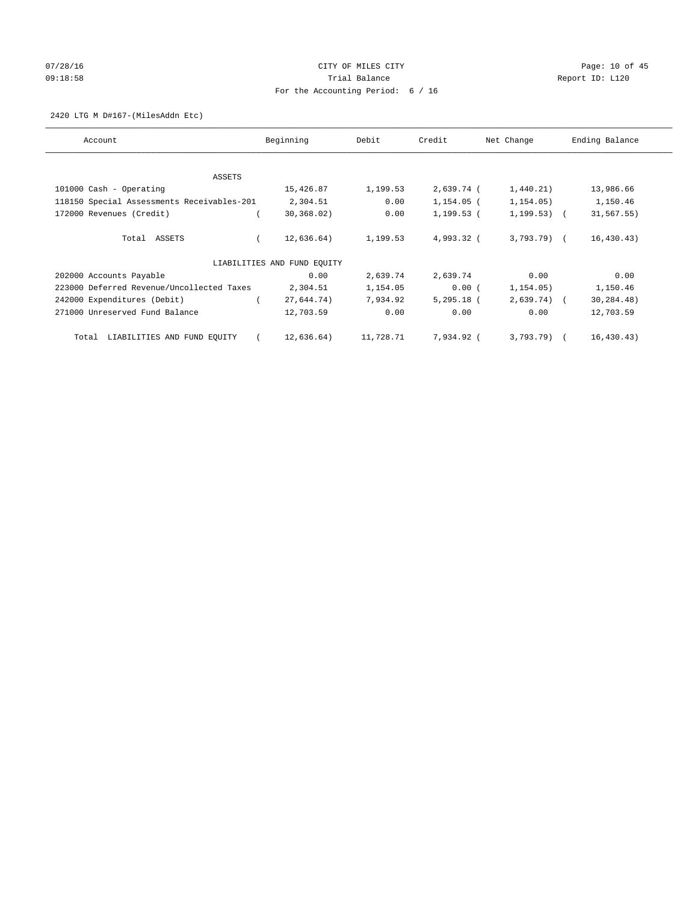07/28/16 CITY OF MILES CITY
09:18:58 Trial Balance Report ID: L120
For the Accounting Period: 6 / 16

2420 LTG M D#167-(MilesAddn Etc)

| Account | Beginning | Debit | Credit | Net Change | Ending Balance |
|---|---|---|---|---|---|
| ASSETS | | | | | |
| 101000 Cash - Operating | 15,426.87 | 1,199.53 | 2,639.74 | ( 1,440.21) | 13,986.66 |
| 118150 Special Assessments Receivables-201 | 2,304.51 | 0.00 | 1,154.05 | ( 1,154.05) | 1,150.46 |
| 172000 Revenues (Credit) | ( 30,368.02) | 0.00 | 1,199.53 | ( 1,199.53) | ( 31,567.55) |
| Total ASSETS | ( 12,636.64) | 1,199.53 | 4,993.32 | ( 3,793.79) | ( 16,430.43) |
| LIABILITIES AND FUND EQUITY | | | | | |
| 202000 Accounts Payable | 0.00 | 2,639.74 | 2,639.74 | 0.00 | 0.00 |
| 223000 Deferred Revenue/Uncollected Taxes | 2,304.51 | 1,154.05 | 0.00 | ( 1,154.05) | 1,150.46 |
| 242000 Expenditures (Debit) | ( 27,644.74) | 7,934.92 | 5,295.18 | ( 2,639.74) | ( 30,284.48) |
| 271000 Unreserved Fund Balance | 12,703.59 | 0.00 | 0.00 | 0.00 | 12,703.59 |
| Total LIABILITIES AND FUND EQUITY | ( 12,636.64) | 11,728.71 | 7,934.92 | ( 3,793.79) | ( 16,430.43) |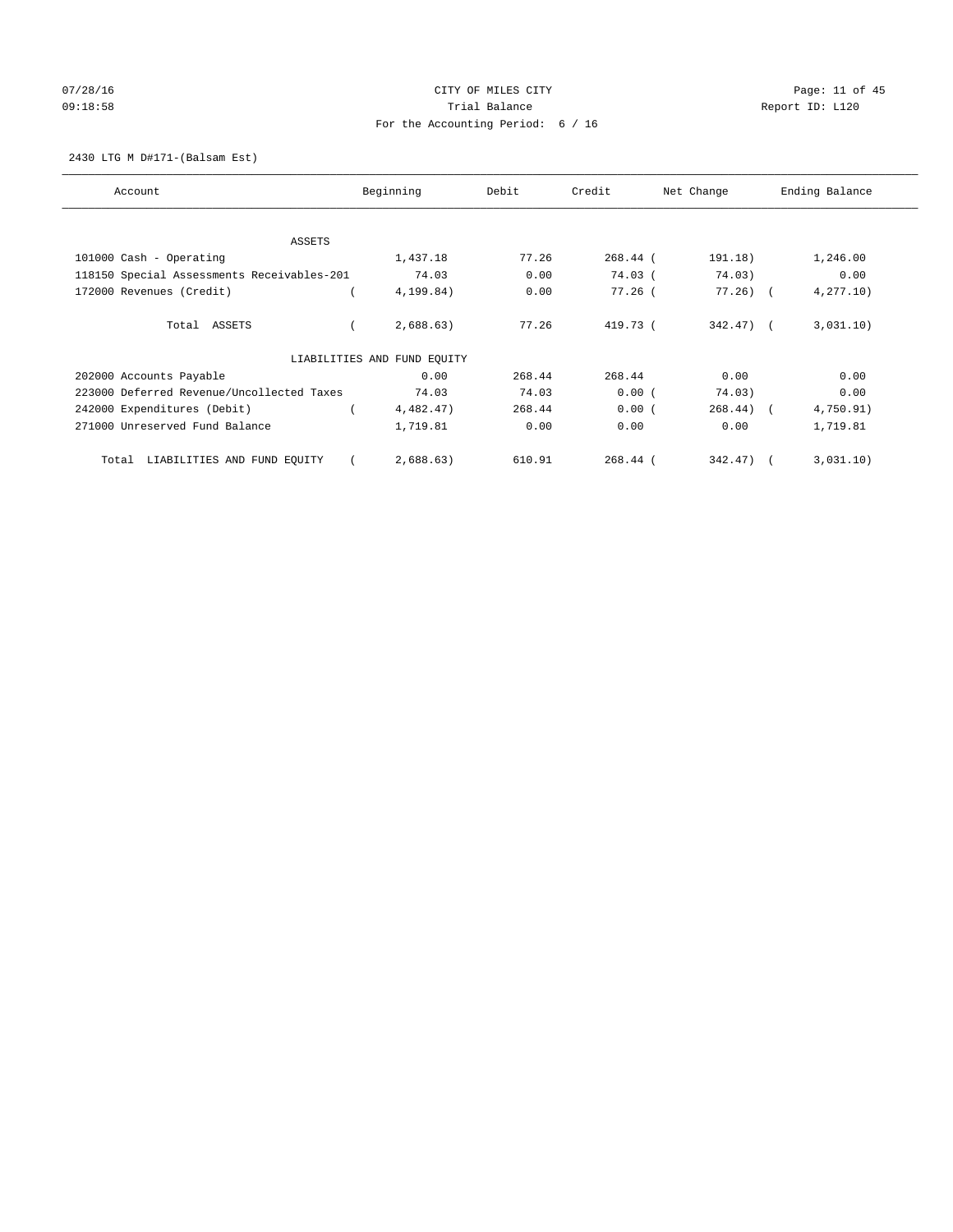CITY OF MILES CITY

Trial Balance

For the Accounting Period: 6 / 16

07/28/16 09:18:58 Report ID: L120

2430 LTG M D#171-(Balsam Est)

| Account | Beginning | Debit | Credit | Net Change | Ending Balance |
|---|---|---|---|---|---|
| ASSETS | | | | | |
| 101000 Cash - Operating | 1,437.18 | 77.26 | 268.44 | ( 191.18) | 1,246.00 |
| 118150 Special Assessments Receivables-201 | 74.03 | 0.00 | 74.03 | ( 74.03) | 0.00 |
| 172000 Revenues (Credit) | ( 4,199.84) | 0.00 | 77.26 | ( 77.26) | ( 4,277.10) |
| Total ASSETS | ( 2,688.63) | 77.26 | 419.73 | ( 342.47) | ( 3,031.10) |
| LIABILITIES AND FUND EQUITY | | | | | |
| 202000 Accounts Payable | 0.00 | 268.44 | 268.44 | 0.00 | 0.00 |
| 223000 Deferred Revenue/Uncollected Taxes | 74.03 | 74.03 | 0.00 | ( 74.03) | 0.00 |
| 242000 Expenditures (Debit) | ( 4,482.47) | 268.44 | 0.00 | ( 268.44) | ( 4,750.91) |
| 271000 Unreserved Fund Balance | 1,719.81 | 0.00 | 0.00 | 0.00 | 1,719.81 |
| Total LIABILITIES AND FUND EQUITY | ( 2,688.63) | 610.91 | 268.44 | ( 342.47) | ( 3,031.10) |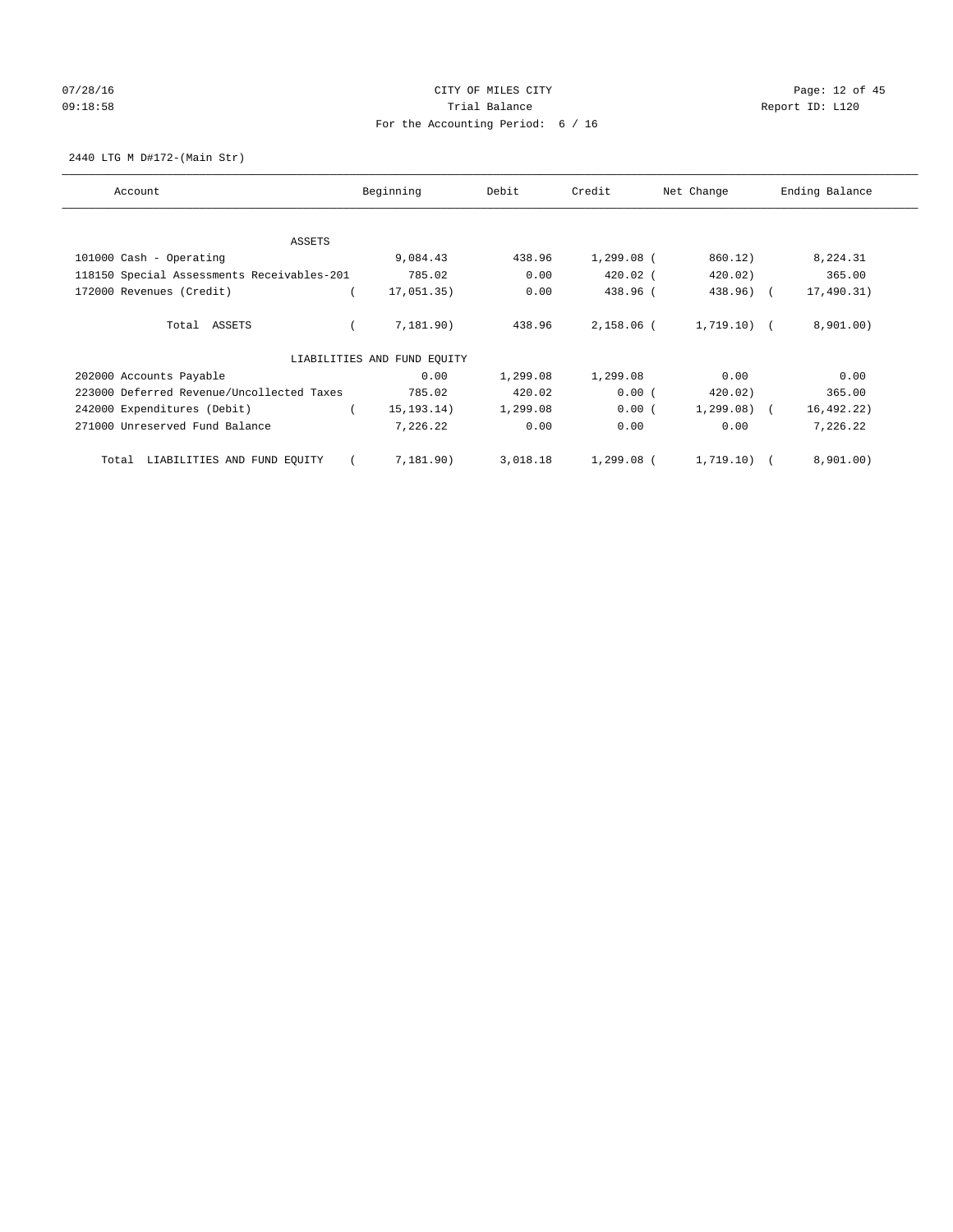CITY OF MILES CITY
Trial Balance
For the Accounting Period: 6 / 16

07/28/16
09:18:58

Report ID: L120

2440 LTG M D#172-(Main Str)

| Account | Beginning | Debit | Credit | Net Change | Ending Balance |
|---|---|---|---|---|---|
| ASSETS | | | | | |
| 101000 Cash - Operating | 9,084.43 | 438.96 | 1,299.08 | ( 860.12) | 8,224.31 |
| 118150 Special Assessments Receivables-201 | 785.02 | 0.00 | 420.02 | ( 420.02) | 365.00 |
| 172000 Revenues (Credit) | ( 17,051.35) | 0.00 | 438.96 | ( 438.96) | ( 17,490.31) |
| Total ASSETS | ( 7,181.90) | 438.96 | 2,158.06 | ( 1,719.10) | ( 8,901.00) |
| LIABILITIES AND FUND EQUITY | | | | | |
| 202000 Accounts Payable | 0.00 | 1,299.08 | 1,299.08 | 0.00 | 0.00 |
| 223000 Deferred Revenue/Uncollected Taxes | 785.02 | 420.02 | 0.00 | ( 420.02) | 365.00 |
| 242000 Expenditures (Debit) | ( 15,193.14) | 1,299.08 | 0.00 | ( 1,299.08) | ( 16,492.22) |
| 271000 Unreserved Fund Balance | 7,226.22 | 0.00 | 0.00 | 0.00 | 7,226.22 |
| Total LIABILITIES AND FUND EQUITY | ( 7,181.90) | 3,018.18 | 1,299.08 | ( 1,719.10) | ( 8,901.00) |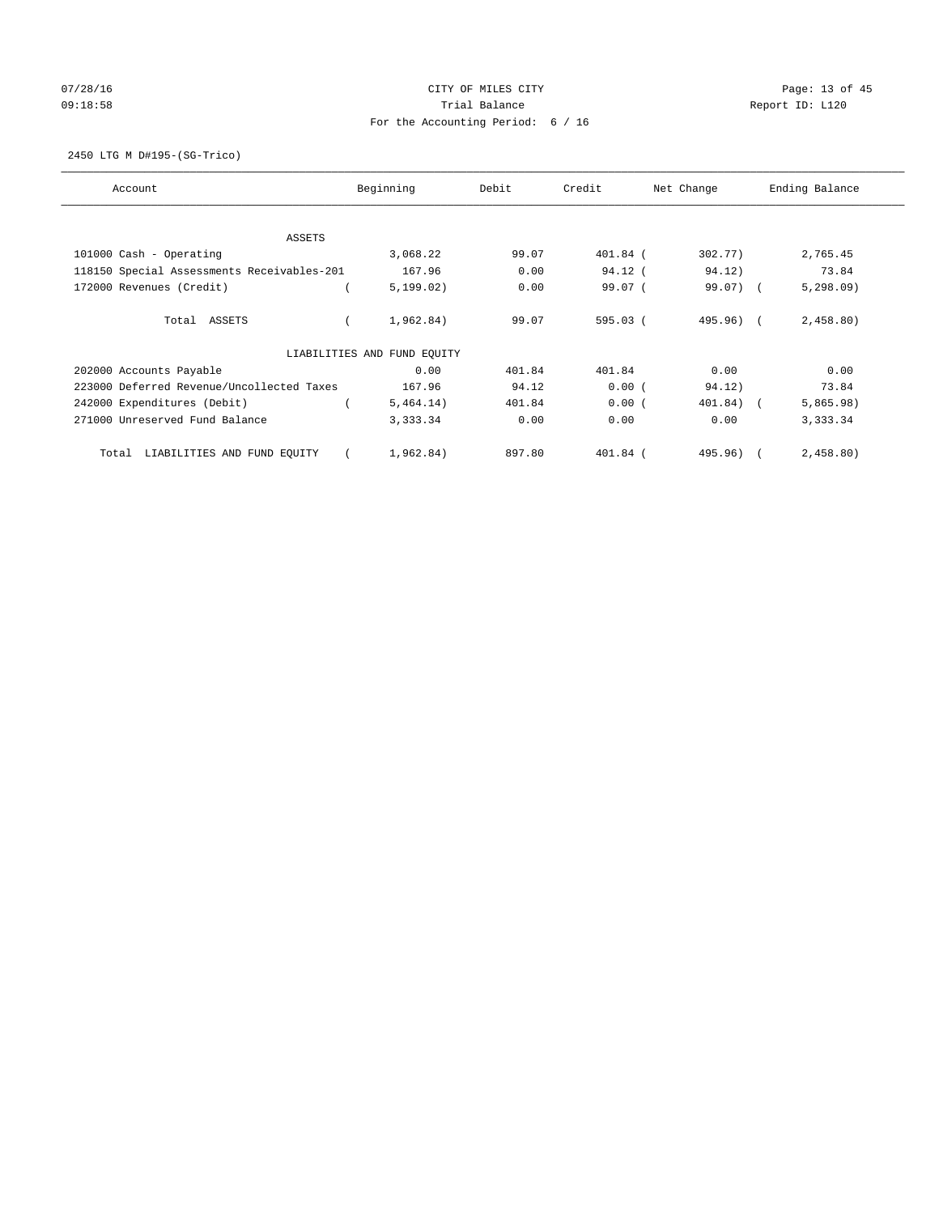CITY OF MILES CITY

Trial Balance

For the Accounting Period: 6 / 16

07/28/16 09:18:58 Report ID: L120

2450 LTG M D#195-(SG-Trico)

| Account | Beginning | Debit | Credit | Net Change | Ending Balance |
|---|---|---|---|---|---|
| ASSETS | | | | | |
| 101000 Cash - Operating | 3,068.22 | 99.07 | 401.84 | ( 302.77) | 2,765.45 |
| 118150 Special Assessments Receivables-201 | 167.96 | 0.00 | 94.12 | ( 94.12) | 73.84 |
| 172000 Revenues (Credit) | ( 5,199.02) | 0.00 | 99.07 | ( 99.07) | ( 5,298.09) |
| Total ASSETS | ( 1,962.84) | 99.07 | 595.03 | ( 495.96) | ( 2,458.80) |
| LIABILITIES AND FUND EQUITY | | | | | |
| 202000 Accounts Payable | 0.00 | 401.84 | 401.84 | 0.00 | 0.00 |
| 223000 Deferred Revenue/Uncollected Taxes | 167.96 | 94.12 | 0.00 | ( 94.12) | 73.84 |
| 242000 Expenditures (Debit) | ( 5,464.14) | 401.84 | 0.00 | ( 401.84) | ( 5,865.98) |
| 271000 Unreserved Fund Balance | 3,333.34 | 0.00 | 0.00 | 0.00 | 3,333.34 |
| Total LIABILITIES AND FUND EQUITY | ( 1,962.84) | 897.80 | 401.84 | ( 495.96) | ( 2,458.80) |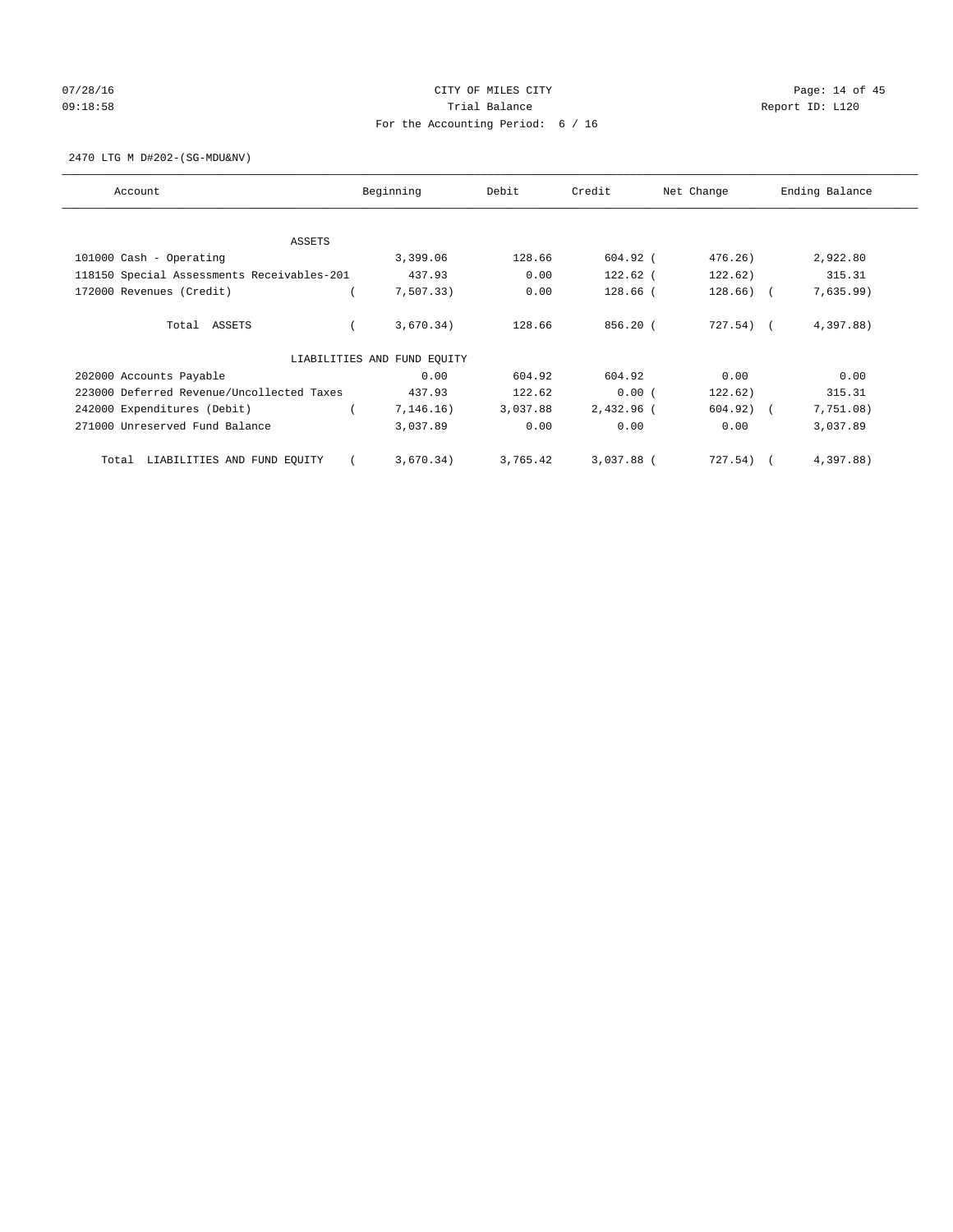CITY OF MILES CITY

Trial Balance

For the Accounting Period: 6 / 16

07/28/16 09:18:58 Report ID: L120

2470 LTG M D#202-(SG-MDU&NV)

| Account | Beginning | Debit | Credit | Net Change | Ending Balance |
|---|---|---|---|---|---|
| ASSETS | | | | | |
| 101000 Cash - Operating | 3,399.06 | 128.66 | 604.92 | ( 476.26) | 2,922.80 |
| 118150 Special Assessments Receivables-201 | 437.93 | 0.00 | 122.62 | ( 122.62) | 315.31 |
| 172000 Revenues (Credit) | ( 7,507.33) | 0.00 | 128.66 | ( 128.66) | ( 7,635.99) |
| Total ASSETS | ( 3,670.34) | 128.66 | 856.20 | ( 727.54) | ( 4,397.88) |
| LIABILITIES AND FUND EQUITY | | | | | |
| 202000 Accounts Payable | 0.00 | 604.92 | 604.92 | 0.00 | 0.00 |
| 223000 Deferred Revenue/Uncollected Taxes | 437.93 | 122.62 | 0.00 | ( 122.62) | 315.31 |
| 242000 Expenditures (Debit) | ( 7,146.16) | 3,037.88 | 2,432.96 | ( 604.92) | ( 7,751.08) |
| 271000 Unreserved Fund Balance | 3,037.89 | 0.00 | 0.00 | 0.00 | 3,037.89 |
| Total LIABILITIES AND FUND EQUITY | ( 3,670.34) | 3,765.42 | 3,037.88 | ( 727.54) | ( 4,397.88) |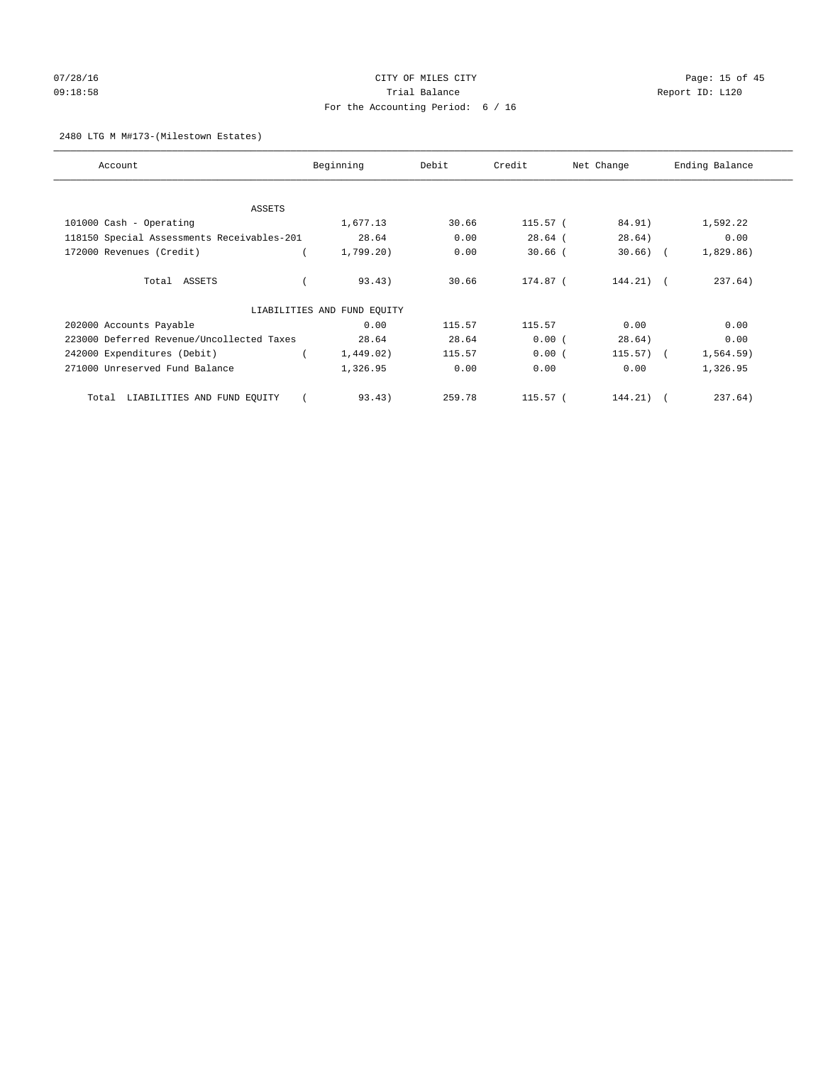CITY OF MILES CITY
Trial Balance
For the Accounting Period: 6 / 16

07/28/16
09:18:58

Report ID: L120

2480 LTG M M#173-(Milestown Estates)

| Account | Beginning | Debit | Credit | Net Change | Ending Balance |
|---|---|---|---|---|---|
| ASSETS | | | | | |
| 101000 Cash - Operating | 1,677.13 | 30.66 | 115.57 | ( 84.91) | 1,592.22 |
| 118150 Special Assessments Receivables-201 | 28.64 | 0.00 | 28.64 | ( 28.64) | 0.00 |
| 172000 Revenues (Credit) | ( 1,799.20) | 0.00 | 30.66 | ( 30.66) | ( 1,829.86) |
| Total ASSETS | ( 93.43) | 30.66 | 174.87 | ( 144.21) | ( 237.64) |
| LIABILITIES AND FUND EQUITY | | | | | |
| 202000 Accounts Payable | 0.00 | 115.57 | 115.57 | 0.00 | 0.00 |
| 223000 Deferred Revenue/Uncollected Taxes | 28.64 | 28.64 | 0.00 | ( 28.64) | 0.00 |
| 242000 Expenditures (Debit) | ( 1,449.02) | 115.57 | 0.00 | ( 115.57) | ( 1,564.59) |
| 271000 Unreserved Fund Balance | 1,326.95 | 0.00 | 0.00 | 0.00 | 1,326.95 |
| Total LIABILITIES AND FUND EQUITY | ( 93.43) | 259.78 | 115.57 | ( 144.21) | ( 237.64) |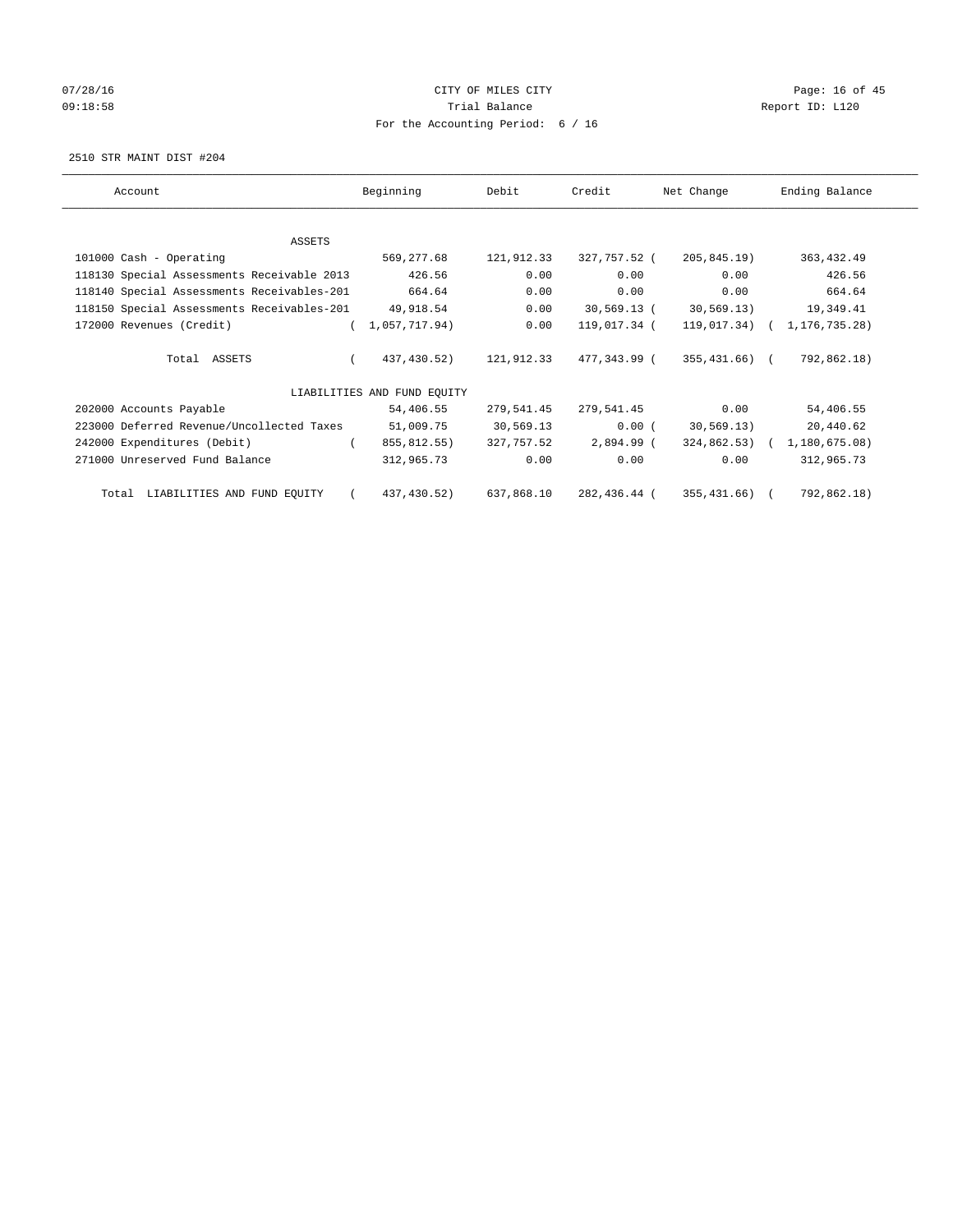# CITY OF MILES CITY

## Trial Balance

For the Accounting Period: 6 / 16

07/28/16 09:18:58 — Report ID: L120

2510 STR MAINT DIST #204

| Account | Beginning | Debit | Credit | Net Change | Ending Balance |
|---|---|---|---|---|---|
| **ASSETS** | | | | | |
| 101000 Cash - Operating | 569,277.68 | 121,912.33 | 327,757.52 | (205,845.19) | 363,432.49 |
| 118130 Special Assessments Receivable 2013 | 426.56 | 0.00 | 0.00 | 0.00 | 426.56 |
| 118140 Special Assessments Receivables-201 | 664.64 | 0.00 | 0.00 | 0.00 | 664.64 |
| 118150 Special Assessments Receivables-201 | 49,918.54 | 0.00 | 30,569.13 | (30,569.13) | 19,349.41 |
| 172000 Revenues (Credit) | (1,057,717.94) | 0.00 | 119,017.34 | (119,017.34) | (1,176,735.28) |
| Total ASSETS | (437,430.52) | 121,912.33 | 477,343.99 | (355,431.66) | (792,862.18) |
| **LIABILITIES AND FUND EQUITY** | | | | | |
| 202000 Accounts Payable | 54,406.55 | 279,541.45 | 279,541.45 | 0.00 | 54,406.55 |
| 223000 Deferred Revenue/Uncollected Taxes | 51,009.75 | 30,569.13 | 0.00 | (30,569.13) | 20,440.62 |
| 242000 Expenditures (Debit) | (855,812.55) | 327,757.52 | 2,894.99 | (324,862.53) | (1,180,675.08) |
| 271000 Unreserved Fund Balance | 312,965.73 | 0.00 | 0.00 | 0.00 | 312,965.73 |
| Total LIABILITIES AND FUND EQUITY | (437,430.52) | 637,868.10 | 282,436.44 | (355,431.66) | (792,862.18) |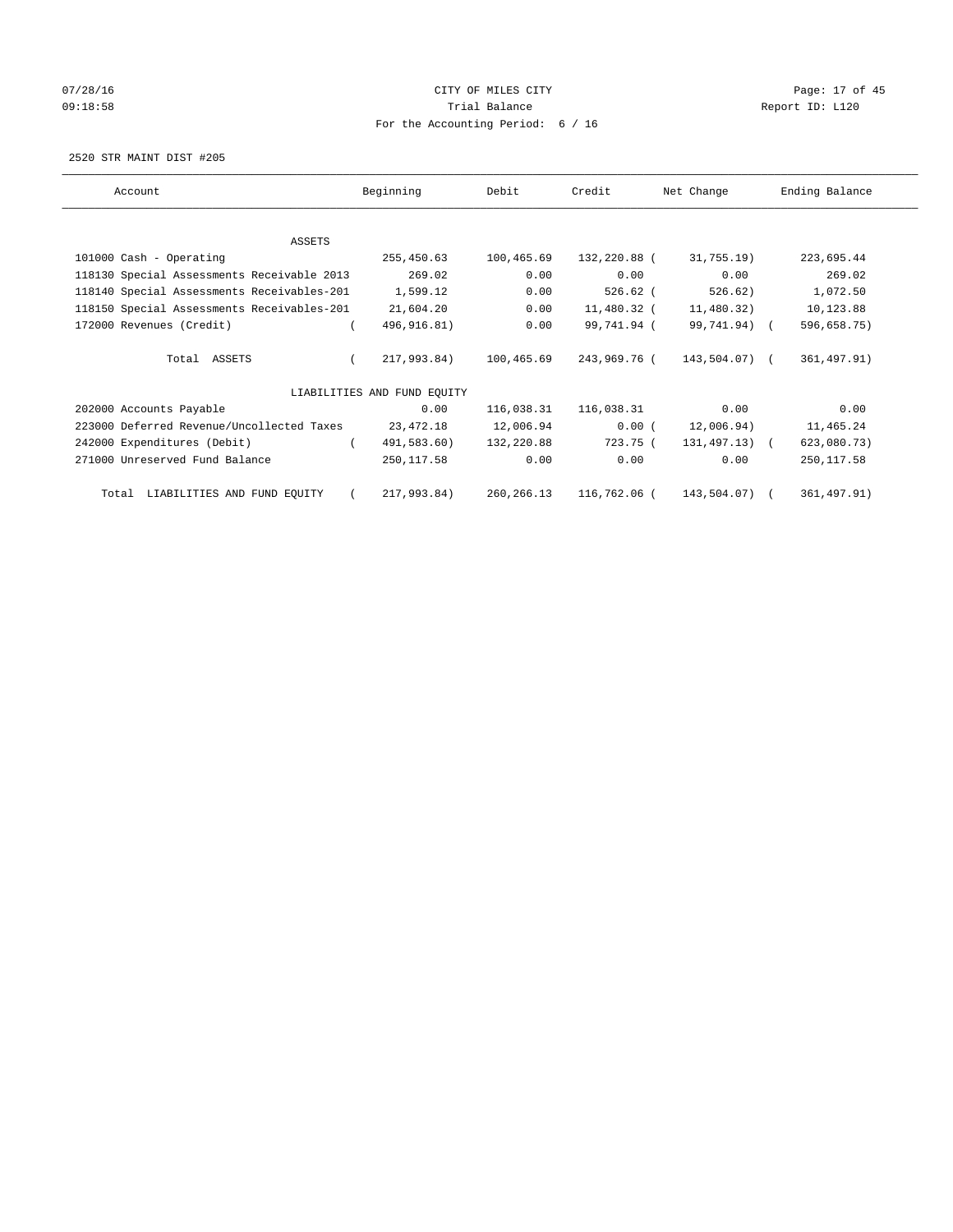CITY OF MILES CITY
Trial Balance
For the Accounting Period: 6 / 16

07/28/16
09:18:58

Report ID: L120

2520 STR MAINT DIST #205

| Account | Beginning | Debit | Credit | Net Change | Ending Balance |
|---|---|---|---|---|---|
| ASSETS | | | | | |
| 101000 Cash - Operating | 255,450.63 | 100,465.69 | 132,220.88 | ( 31,755.19) | 223,695.44 |
| 118130 Special Assessments Receivable 2013 | 269.02 | 0.00 | 0.00 | 0.00 | 269.02 |
| 118140 Special Assessments Receivables-201 | 1,599.12 | 0.00 | 526.62 | ( 526.62) | 1,072.50 |
| 118150 Special Assessments Receivables-201 | 21,604.20 | 0.00 | 11,480.32 | ( 11,480.32) | 10,123.88 |
| 172000 Revenues (Credit) | ( 496,916.81) | 0.00 | 99,741.94 | ( 99,741.94) | ( 596,658.75) |
| Total ASSETS | ( 217,993.84) | 100,465.69 | 243,969.76 | ( 143,504.07) | ( 361,497.91) |
| LIABILITIES AND FUND EQUITY | | | | | |
| 202000 Accounts Payable | 0.00 | 116,038.31 | 116,038.31 | 0.00 | 0.00 |
| 223000 Deferred Revenue/Uncollected Taxes | 23,472.18 | 12,006.94 | 0.00 | ( 12,006.94) | 11,465.24 |
| 242000 Expenditures (Debit) | ( 491,583.60) | 132,220.88 | 723.75 | ( 131,497.13) | ( 623,080.73) |
| 271000 Unreserved Fund Balance | 250,117.58 | 0.00 | 0.00 | 0.00 | 250,117.58 |
| Total LIABILITIES AND FUND EQUITY | ( 217,993.84) | 260,266.13 | 116,762.06 | ( 143,504.07) | ( 361,497.91) |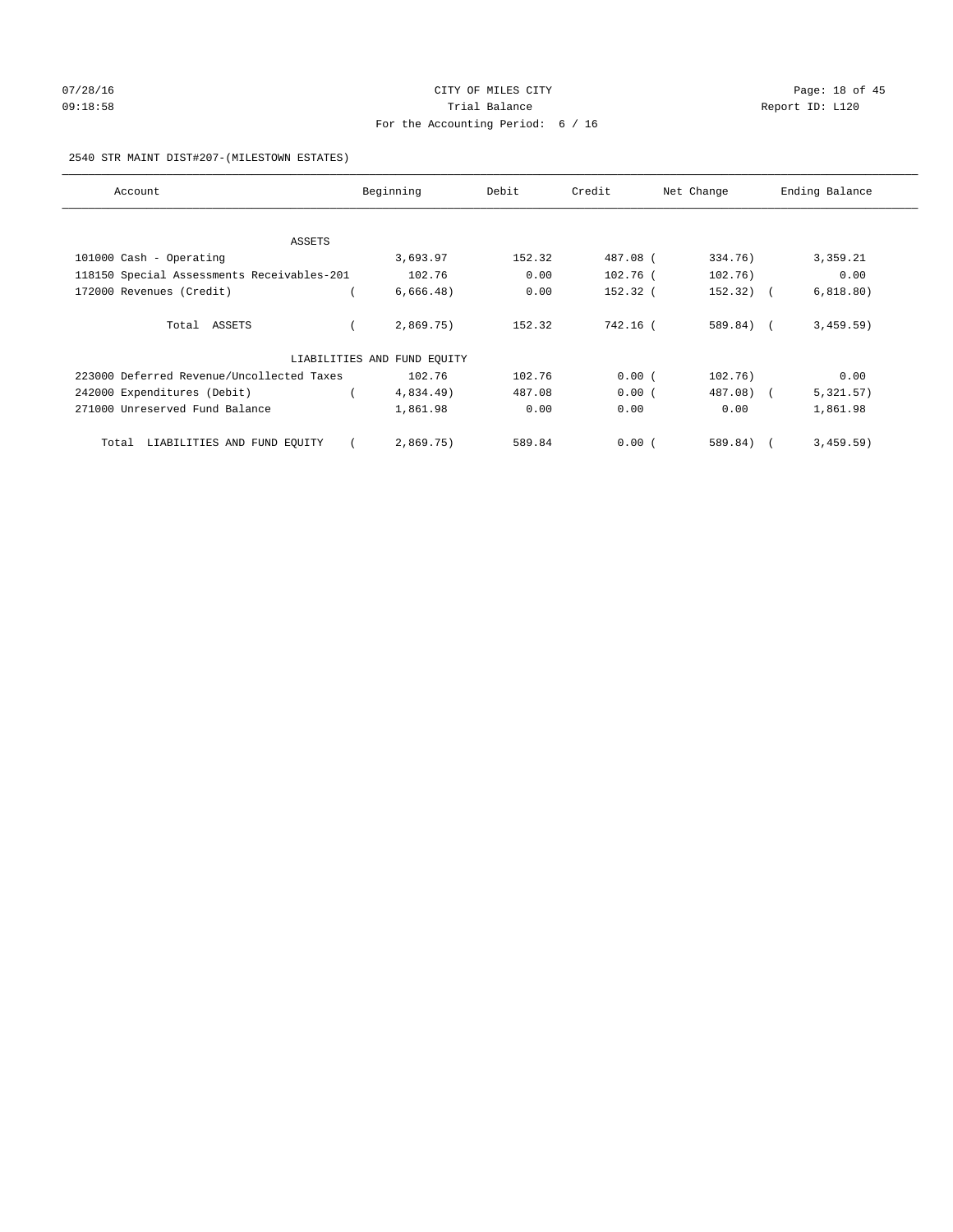CITY OF MILES CITY
Trial Balance
For the Accounting Period: 6 / 16

07/28/16
09:18:58

Report ID: L120

2540 STR MAINT DIST#207-(MILESTOWN ESTATES)

| Account | Beginning | Debit | Credit | Net Change | Ending Balance |
|---|---|---|---|---|---|
| ASSETS | | | | | |
| 101000 Cash - Operating | 3,693.97 | 152.32 | 487.08 | ( 334.76) | 3,359.21 |
| 118150 Special Assessments Receivables-201 | 102.76 | 0.00 | 102.76 | ( 102.76) | 0.00 |
| 172000 Revenues (Credit) | ( 6,666.48) | 0.00 | 152.32 | ( 152.32) | ( 6,818.80) |
| Total ASSETS | ( 2,869.75) | 152.32 | 742.16 | ( 589.84) | ( 3,459.59) |
| LIABILITIES AND FUND EQUITY | | | | | |
| 223000 Deferred Revenue/Uncollected Taxes | 102.76 | 102.76 | 0.00 | ( 102.76) | 0.00 |
| 242000 Expenditures (Debit) | ( 4,834.49) | 487.08 | 0.00 | ( 487.08) | ( 5,321.57) |
| 271000 Unreserved Fund Balance | 1,861.98 | 0.00 | 0.00 | 0.00 | 1,861.98 |
| Total LIABILITIES AND FUND EQUITY | ( 2,869.75) | 589.84 | 0.00 | ( 589.84) | ( 3,459.59) |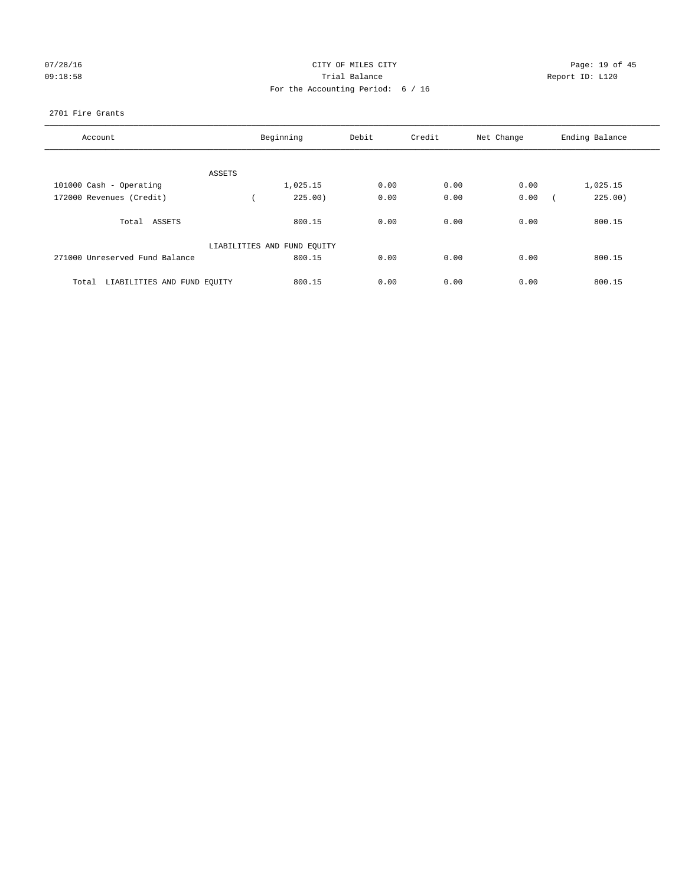07/28/16 CITY OF MILES CITY
09:18:58 Trial Balance Report ID: L120
For the Accounting Period: 6 / 16

2701 Fire Grants

| Account | Beginning | Debit | Credit | Net Change | Ending Balance |
|---|---|---|---|---|---|
| ASSETS | | | | | |
| 101000 Cash - Operating | 1,025.15 | 0.00 | 0.00 | 0.00 | 1,025.15 |
| 172000 Revenues (Credit) | ( 225.00) | 0.00 | 0.00 | 0.00 | ( 225.00) |
| Total ASSETS | 800.15 | 0.00 | 0.00 | 0.00 | 800.15 |
| LIABILITIES AND FUND EQUITY | | | | | |
| 271000 Unreserved Fund Balance | 800.15 | 0.00 | 0.00 | 0.00 | 800.15 |
| Total LIABILITIES AND FUND EQUITY | 800.15 | 0.00 | 0.00 | 0.00 | 800.15 |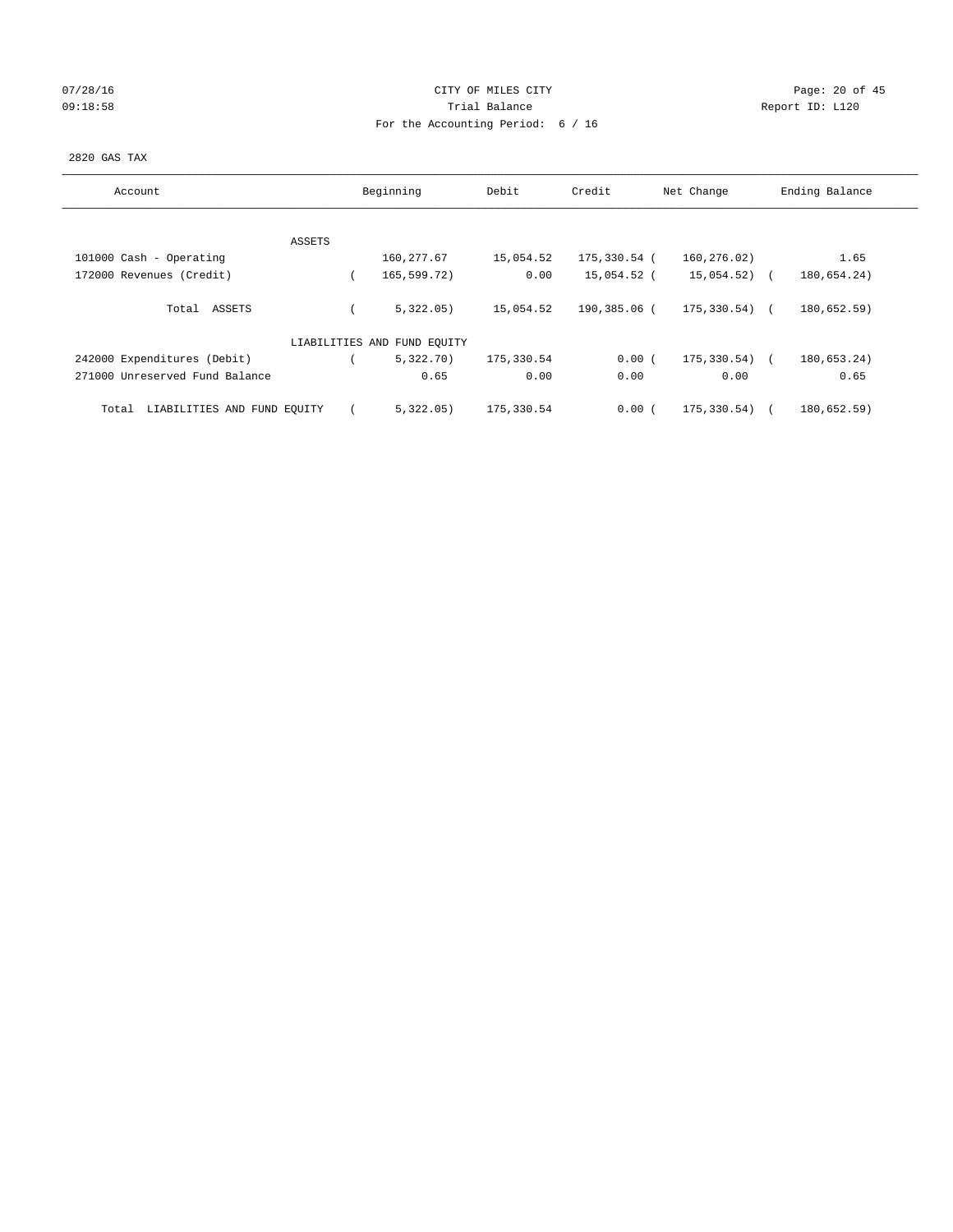CITY OF MILES CITY
Trial Balance
For the Accounting Period: 6 / 16

07/28/16
09:18:58

Report ID: L120

2820 GAS TAX

| Account | Beginning | Debit | Credit | Net Change | Ending Balance |
|---|---|---|---|---|---|
| **ASSETS** | | | | | |
| 101000 Cash - Operating | 160,277.67 | 15,054.52 | 175,330.54 | ( 160,276.02) | 1.65 |
| 172000 Revenues (Credit) | ( 165,599.72) | 0.00 | 15,054.52 | ( 15,054.52) | ( 180,654.24) |
| Total ASSETS | ( 5,322.05) | 15,054.52 | 190,385.06 | ( 175,330.54) | ( 180,652.59) |
| **LIABILITIES AND FUND EQUITY** | | | | | |
| 242000 Expenditures (Debit) | ( 5,322.70) | 175,330.54 | 0.00 | ( 175,330.54) | ( 180,653.24) |
| 271000 Unreserved Fund Balance | 0.65 | 0.00 | 0.00 | 0.00 | 0.65 |
| Total LIABILITIES AND FUND EQUITY | ( 5,322.05) | 175,330.54 | 0.00 | ( 175,330.54) | ( 180,652.59) |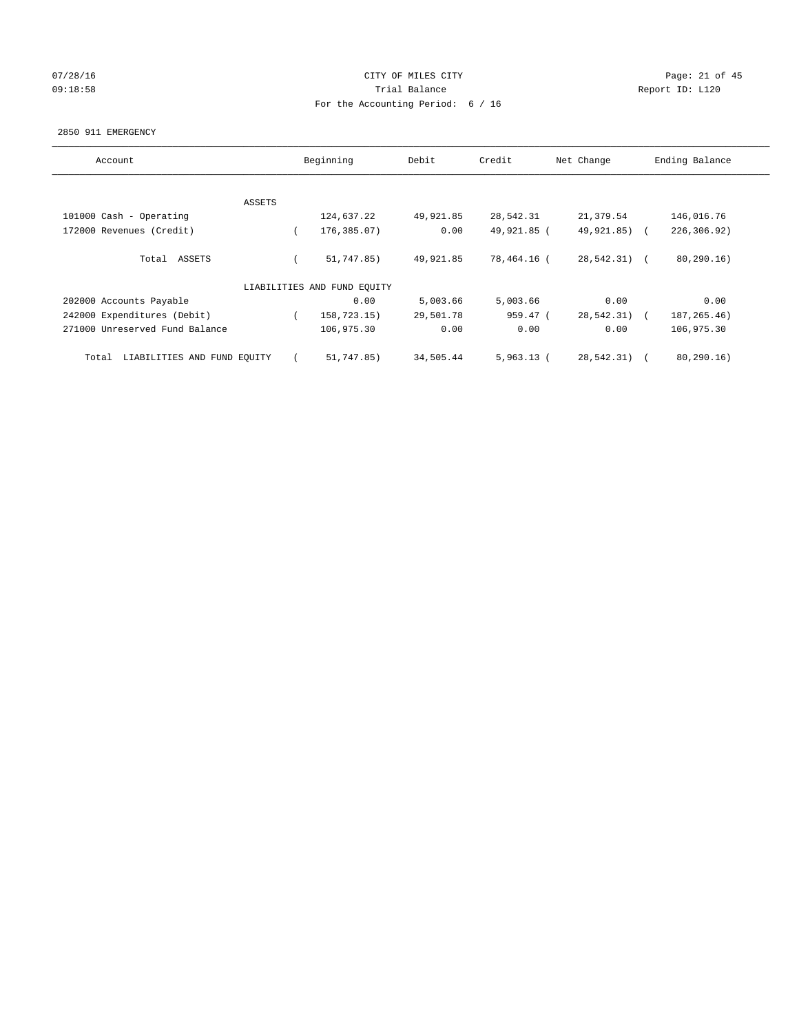CITY OF MILES CITY
Trial Balance
For the Accounting Period: 6 / 16

07/28/16 09:18:58 Report ID: L120

2850 911 EMERGENCY

| Account | Beginning | Debit | Credit | Net Change | Ending Balance |
|---|---|---|---|---|---|
| ASSETS | | | | | |
| 101000 Cash - Operating | 124,637.22 | 49,921.85 | 28,542.31 | 21,379.54 | 146,016.76 |
| 172000 Revenues (Credit) | ( 176,385.07) | 0.00 | 49,921.85 | ( 49,921.85) | ( 226,306.92) |
| Total ASSETS | ( 51,747.85) | 49,921.85 | 78,464.16 | ( 28,542.31) | ( 80,290.16) |
| LIABILITIES AND FUND EQUITY | | | | | |
| 202000 Accounts Payable | 0.00 | 5,003.66 | 5,003.66 | 0.00 | 0.00 |
| 242000 Expenditures (Debit) | ( 158,723.15) | 29,501.78 | 959.47 | ( 28,542.31) | ( 187,265.46) |
| 271000 Unreserved Fund Balance | 106,975.30 | 0.00 | 0.00 | 0.00 | 106,975.30 |
| Total LIABILITIES AND FUND EQUITY | ( 51,747.85) | 34,505.44 | 5,963.13 | ( 28,542.31) | ( 80,290.16) |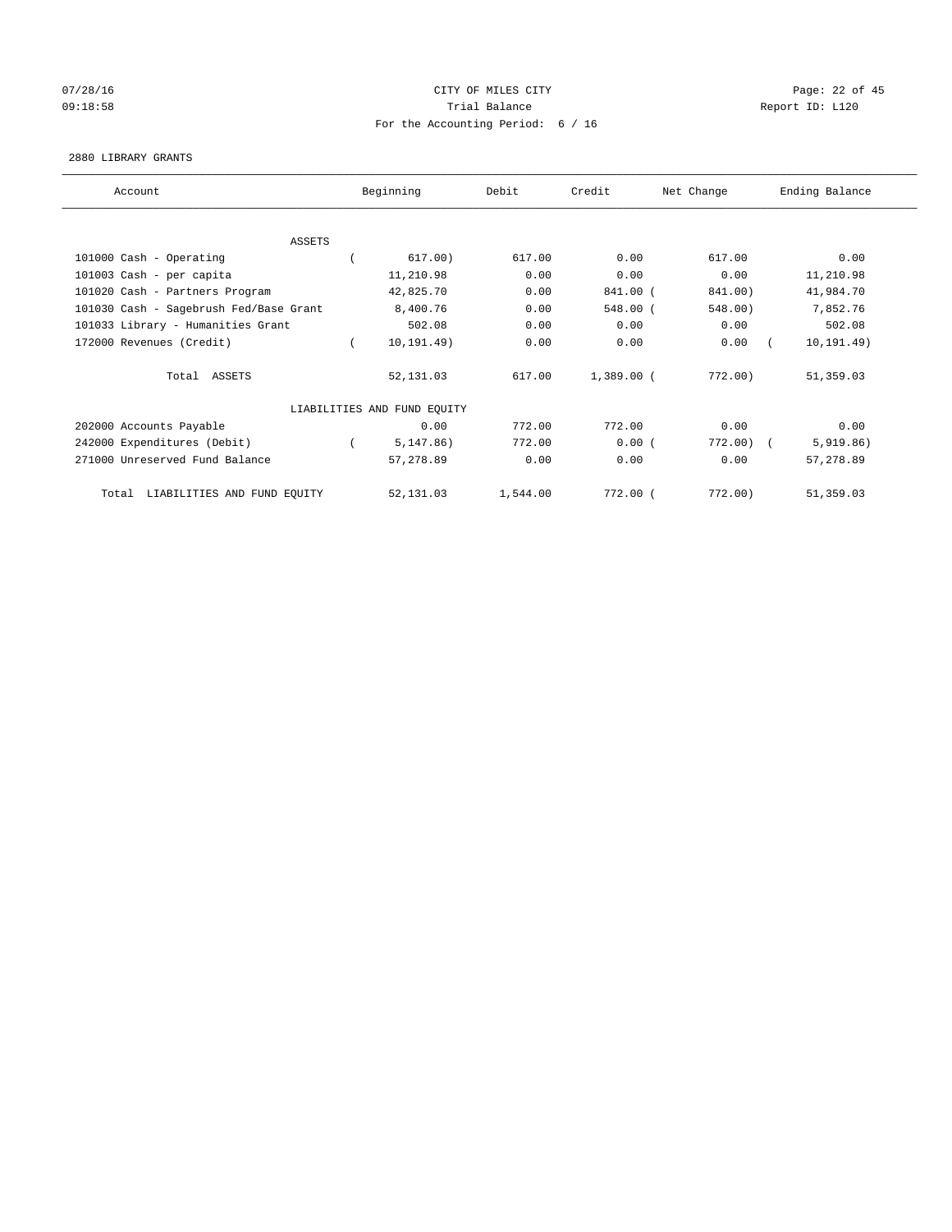CITY OF MILES CITY
Trial Balance
For the Accounting Period: 6 / 16

07/28/16
09:18:58

Report ID: L120

2880 LIBRARY GRANTS

| Account | Beginning | Debit | Credit | Net Change | Ending Balance |
|---|---|---|---|---|---|
| ASSETS | | | | | |
| 101000 Cash - Operating | ( 617.00) | 617.00 | 0.00 | 617.00 | 0.00 |
| 101003 Cash - per capita | 11,210.98 | 0.00 | 0.00 | 0.00 | 11,210.98 |
| 101020 Cash - Partners Program | 42,825.70 | 0.00 | 841.00 | ( 841.00) | 41,984.70 |
| 101030 Cash - Sagebrush Fed/Base Grant | 8,400.76 | 0.00 | 548.00 | ( 548.00) | 7,852.76 |
| 101033 Library - Humanities Grant | 502.08 | 0.00 | 0.00 | 0.00 | 502.08 |
| 172000 Revenues (Credit) | ( 10,191.49) | 0.00 | 0.00 | 0.00 | ( 10,191.49) |
| Total ASSETS | 52,131.03 | 617.00 | 1,389.00 | ( 772.00) | 51,359.03 |
| LIABILITIES AND FUND EQUITY | | | | | |
| 202000 Accounts Payable | 0.00 | 772.00 | 772.00 | 0.00 | 0.00 |
| 242000 Expenditures (Debit) | ( 5,147.86) | 772.00 | 0.00 | ( 772.00) | ( 5,919.86) |
| 271000 Unreserved Fund Balance | 57,278.89 | 0.00 | 0.00 | 0.00 | 57,278.89 |
| Total LIABILITIES AND FUND EQUITY | 52,131.03 | 1,544.00 | 772.00 | ( 772.00) | 51,359.03 |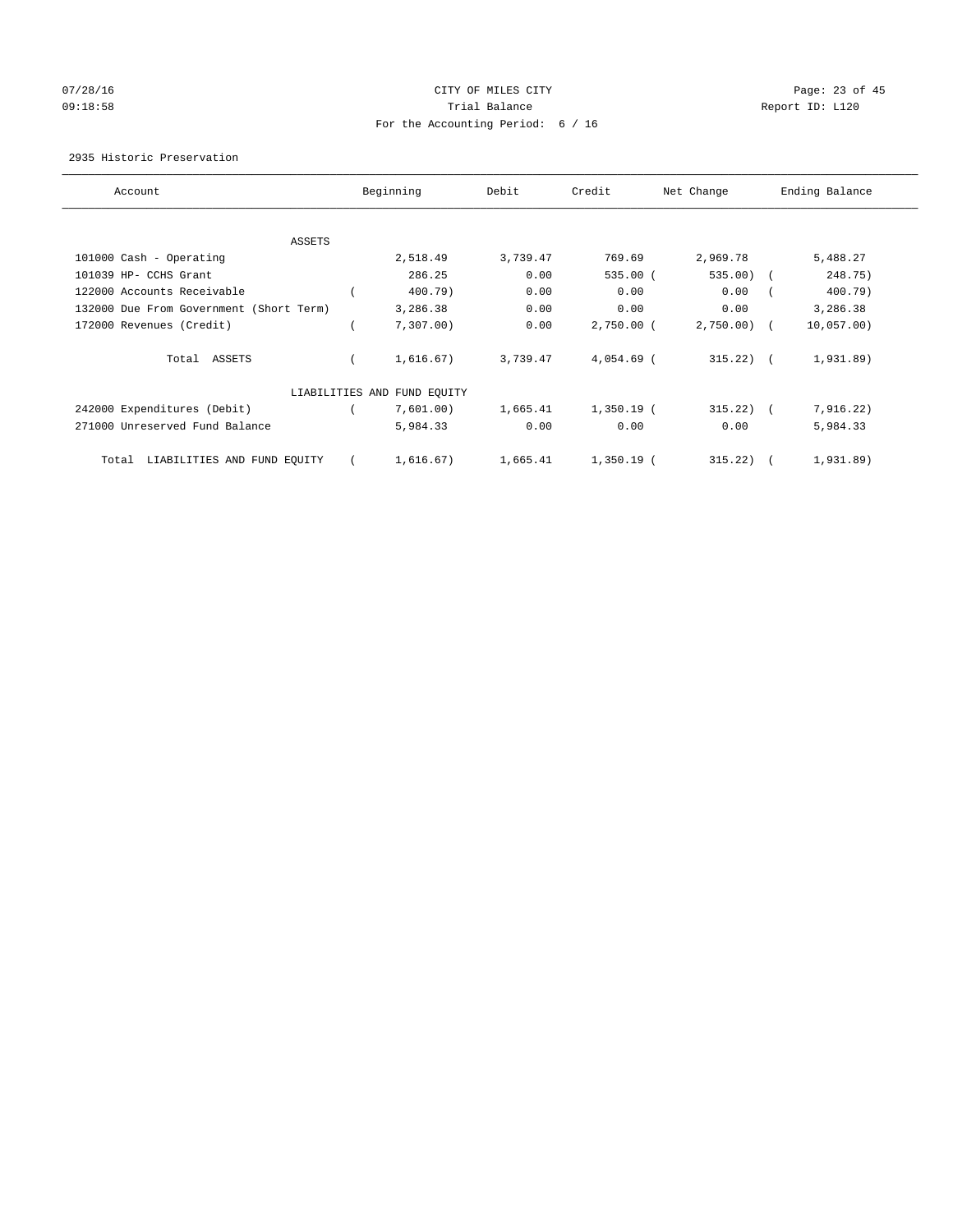CITY OF MILES CITY

Trial Balance

For the Accounting Period: 6 / 16

2935 Historic Preservation

| Account | Beginning | Debit | Credit | Net Change | Ending Balance |
|---|---|---|---|---|---|
| ASSETS | | | | | |
| 101000 Cash - Operating | 2,518.49 | 3,739.47 | 769.69 | 2,969.78 | 5,488.27 |
| 101039 HP- CCHS Grant | 286.25 | 0.00 | 535.00 | ( 535.00) | ( 248.75) |
| 122000 Accounts Receivable | ( 400.79) | 0.00 | 0.00 | 0.00 | ( 400.79) |
| 132000 Due From Government (Short Term) | 3,286.38 | 0.00 | 0.00 | 0.00 | 3,286.38 |
| 172000 Revenues (Credit) | ( 7,307.00) | 0.00 | 2,750.00 | ( 2,750.00) | ( 10,057.00) |
| Total ASSETS | ( 1,616.67) | 3,739.47 | 4,054.69 | ( 315.22) | ( 1,931.89) |
| LIABILITIES AND FUND EQUITY | | | | | |
| 242000 Expenditures (Debit) | ( 7,601.00) | 1,665.41 | 1,350.19 | ( 315.22) | ( 7,916.22) |
| 271000 Unreserved Fund Balance | 5,984.33 | 0.00 | 0.00 | 0.00 | 5,984.33 |
| Total LIABILITIES AND FUND EQUITY | ( 1,616.67) | 1,665.41 | 1,350.19 | ( 315.22) | ( 1,931.89) |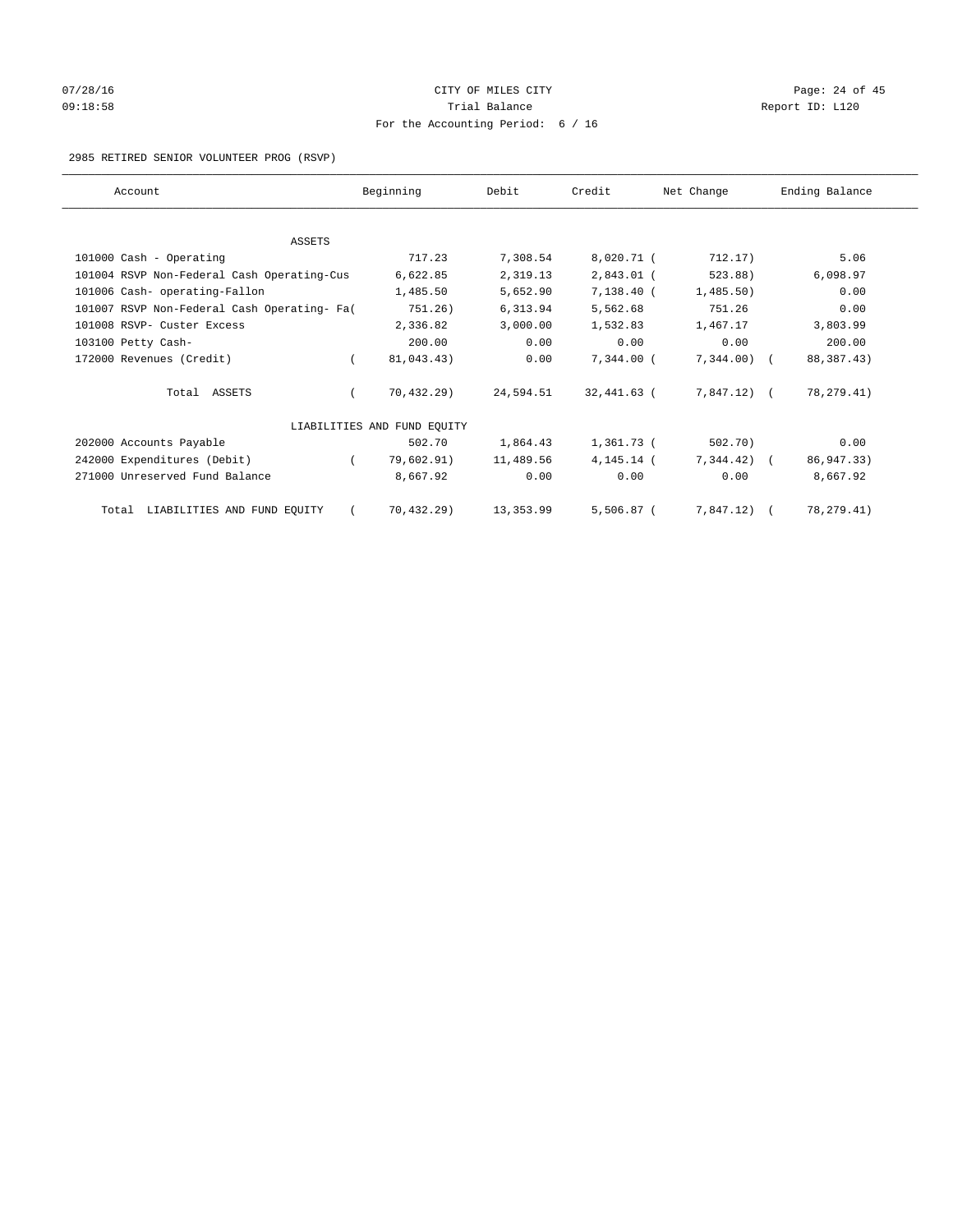CITY OF MILES CITY
Trial Balance
For the Accounting Period: 6 / 16

2985 RETIRED SENIOR VOLUNTEER PROG (RSVP)

| Account | Beginning | Debit | Credit | Net Change | Ending Balance |
|---|---|---|---|---|---|
| ASSETS | | | | | |
| 101000 Cash - Operating | 717.23 | 7,308.54 | 8,020.71 | ( 712.17) | 5.06 |
| 101004 RSVP Non-Federal Cash Operating-Cus | 6,622.85 | 2,319.13 | 2,843.01 | ( 523.88) | 6,098.97 |
| 101006 Cash- operating-Fallon | 1,485.50 | 5,652.90 | 7,138.40 | ( 1,485.50) | 0.00 |
| 101007 RSVP Non-Federal Cash Operating- Fa( | 751.26) | 6,313.94 | 5,562.68 | 751.26 | 0.00 |
| 101008 RSVP- Custer Excess | 2,336.82 | 3,000.00 | 1,532.83 | 1,467.17 | 3,803.99 |
| 103100 Petty Cash- | 200.00 | 0.00 | 0.00 | 0.00 | 200.00 |
| 172000 Revenues (Credit) | ( 81,043.43) | 0.00 | 7,344.00 | ( 7,344.00) | ( 88,387.43) |
| Total ASSETS | ( 70,432.29) | 24,594.51 | 32,441.63 | ( 7,847.12) | ( 78,279.41) |
| LIABILITIES AND FUND EQUITY | | | | | |
| 202000 Accounts Payable | 502.70 | 1,864.43 | 1,361.73 | ( 502.70) | 0.00 |
| 242000 Expenditures (Debit) | ( 79,602.91) | 11,489.56 | 4,145.14 | ( 7,344.42) | ( 86,947.33) |
| 271000 Unreserved Fund Balance | 8,667.92 | 0.00 | 0.00 | 0.00 | 8,667.92 |
| Total LIABILITIES AND FUND EQUITY | ( 70,432.29) | 13,353.99 | 5,506.87 | ( 7,847.12) | ( 78,279.41) |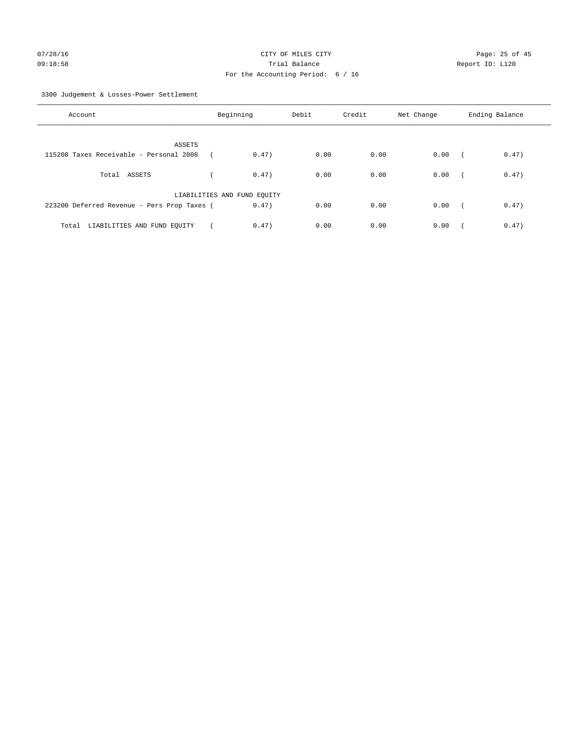CITY OF MILES CITY

Trial Balance

For the Accounting Period: 6 / 16

07/28/16 09:18:58

Report ID: L120

3300 Judgement & Losses-Power Settlement

| Account | Beginning | Debit | Credit | Net Change | Ending Balance |
|---|---|---|---|---|---|
| ASSETS | | | | | |
| 115208 Taxes Receivable - Personal 2008 | ( 0.47) | 0.00 | 0.00 | 0.00 | ( 0.47) |
| Total ASSETS | ( 0.47) | 0.00 | 0.00 | 0.00 | ( 0.47) |
| LIABILITIES AND FUND EQUITY | | | | | |
| 223200 Deferred Revenue - Pers Prop Taxes | ( 0.47) | 0.00 | 0.00 | 0.00 | ( 0.47) |
| Total LIABILITIES AND FUND EQUITY | ( 0.47) | 0.00 | 0.00 | 0.00 | ( 0.47) |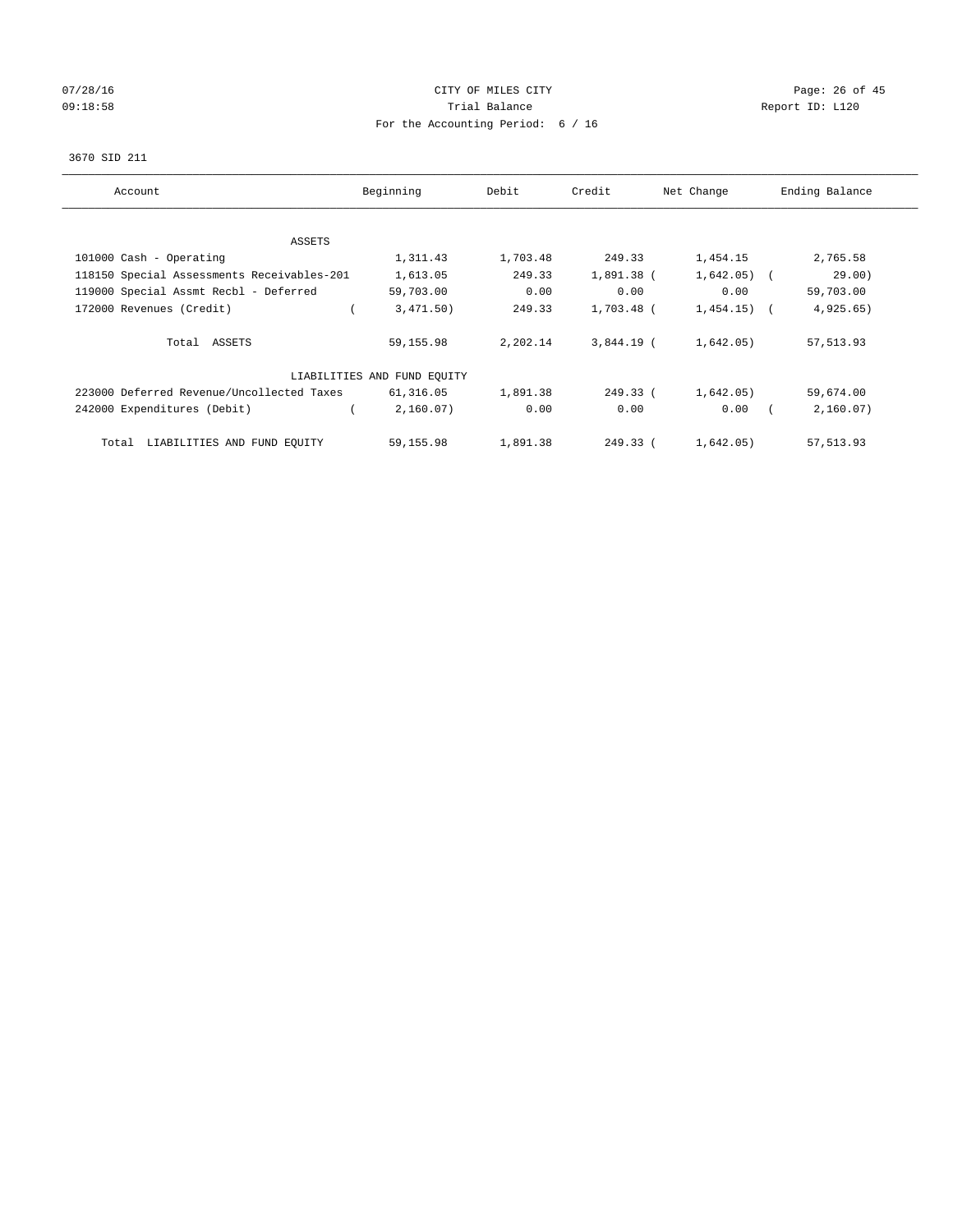CITY OF MILES CITY
Trial Balance
For the Accounting Period: 6 / 16

07/28/16
09:18:58

Report ID: L120

3670 SID 211

| Account | Beginning | Debit | Credit | Net Change | Ending Balance |
|---|---|---|---|---|---|
| ASSETS | | | | | |
| 101000 Cash - Operating | 1,311.43 | 1,703.48 | 249.33 | 1,454.15 | 2,765.58 |
| 118150 Special Assessments Receivables-201 | 1,613.05 | 249.33 | 1,891.38 | (1,642.05) | (29.00) |
| 119000 Special Assmt Recbl - Deferred | 59,703.00 | 0.00 | 0.00 | 0.00 | 59,703.00 |
| 172000 Revenues (Credit) | (3,471.50) | 249.33 | 1,703.48 | (1,454.15) | (4,925.65) |
| Total ASSETS | 59,155.98 | 2,202.14 | 3,844.19 | (1,642.05) | 57,513.93 |
| LIABILITIES AND FUND EQUITY | | | | | |
| 223000 Deferred Revenue/Uncollected Taxes | 61,316.05 | 1,891.38 | 249.33 | (1,642.05) | 59,674.00 |
| 242000 Expenditures (Debit) | (2,160.07) | 0.00 | 0.00 | 0.00 | (2,160.07) |
| Total LIABILITIES AND FUND EQUITY | 59,155.98 | 1,891.38 | 249.33 | (1,642.05) | 57,513.93 |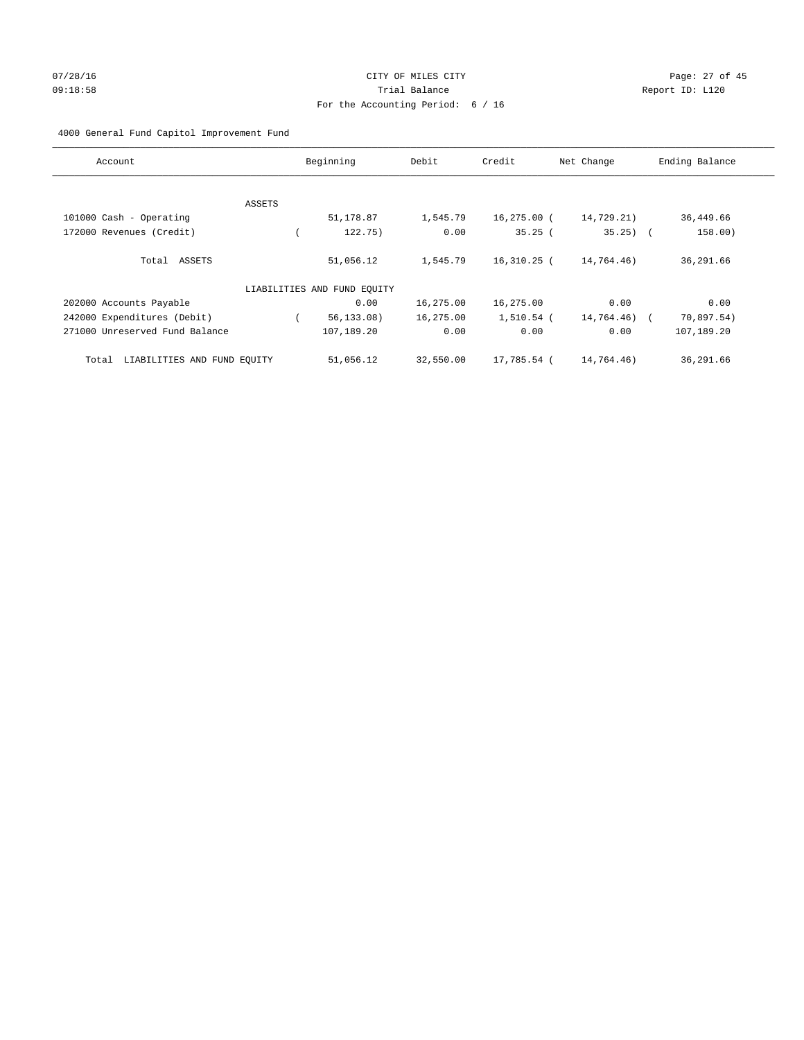CITY OF MILES CITY

Trial Balance

For the Accounting Period: 6 / 16

4000 General Fund Capitol Improvement Fund

| Account | Beginning | Debit | Credit | Net Change | Ending Balance |
|---|---|---|---|---|---|
| ASSETS | | | | | |
| 101000 Cash - Operating | 51,178.87 | 1,545.79 | 16,275.00 | ( 14,729.21) | 36,449.66 |
| 172000 Revenues (Credit) | ( 122.75) | 0.00 | 35.25 | ( 35.25) | ( 158.00) |
| Total ASSETS | 51,056.12 | 1,545.79 | 16,310.25 | ( 14,764.46) | 36,291.66 |
| LIABILITIES AND FUND EQUITY | | | | | |
| 202000 Accounts Payable | 0.00 | 16,275.00 | 16,275.00 | 0.00 | 0.00 |
| 242000 Expenditures (Debit) | ( 56,133.08) | 16,275.00 | 1,510.54 | ( 14,764.46) | ( 70,897.54) |
| 271000 Unreserved Fund Balance | 107,189.20 | 0.00 | 0.00 | 0.00 | 107,189.20 |
| Total LIABILITIES AND FUND EQUITY | 51,056.12 | 32,550.00 | 17,785.54 | ( 14,764.46) | 36,291.66 |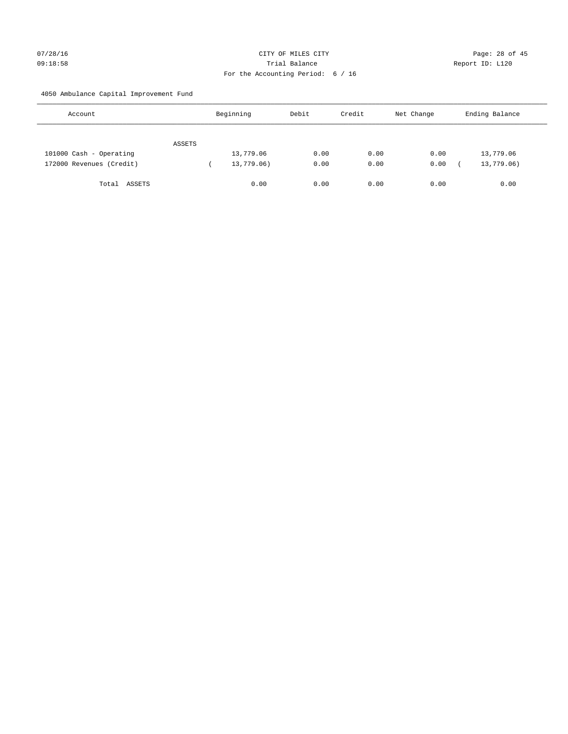CITY OF MILES CITY

Trial Balance

For the Accounting Period: 6 / 16

07/28/16 09:18:58

Report ID: L120

4050 Ambulance Capital Improvement Fund

| Account | Beginning | Debit | Credit | Net Change | Ending Balance |
|---|---|---|---|---|---|
| ASSETS | | | | | |
| 101000 Cash - Operating | 13,779.06 | 0.00 | 0.00 | 0.00 | 13,779.06 |
| 172000 Revenues (Credit) | ( 13,779.06) | 0.00 | 0.00 | 0.00 | ( 13,779.06) |
| Total ASSETS | 0.00 | 0.00 | 0.00 | 0.00 | 0.00 |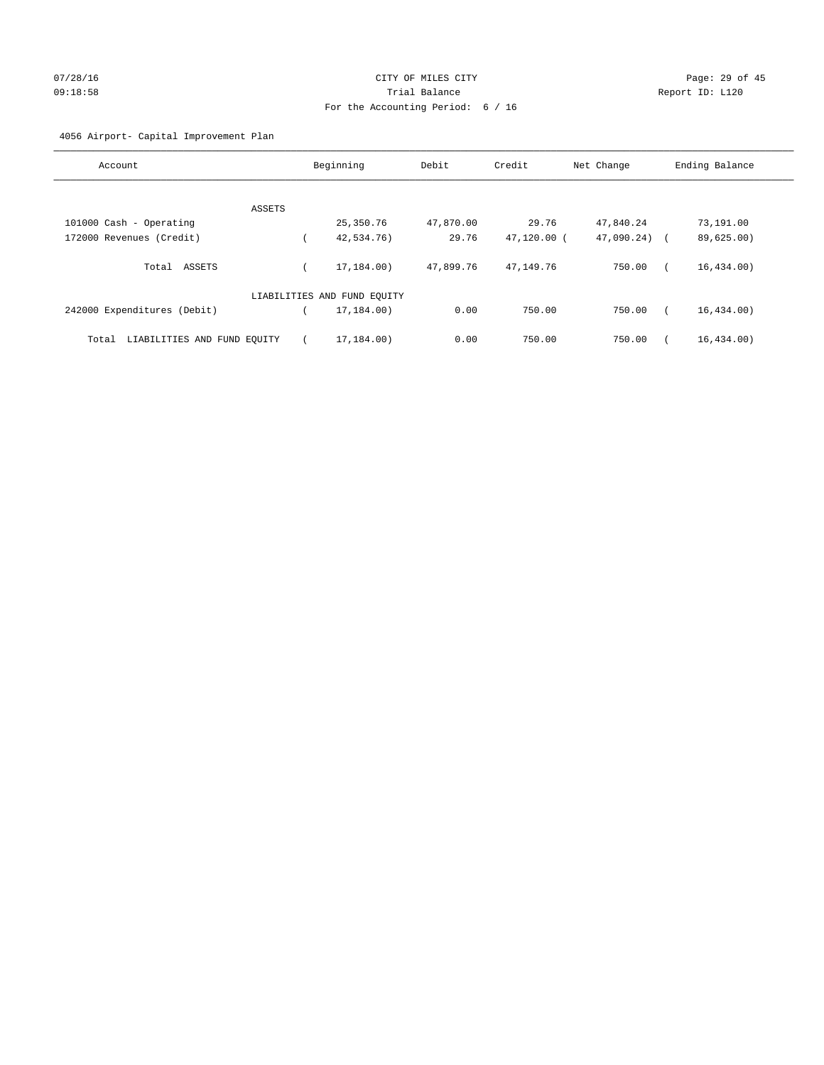CITY OF MILES CITY
Trial Balance
For the Accounting Period: 6 / 16

07/28/16
09:18:58

Report ID: L120

4056 Airport- Capital Improvement Plan

| Account | Beginning | Debit | Credit | Net Change | Ending Balance |
|---|---|---|---|---|---|
| ASSETS | | | | | |
| 101000 Cash - Operating | 25,350.76 | 47,870.00 | 29.76 | 47,840.24 | 73,191.00 |
| 172000 Revenues (Credit) | ( 42,534.76) | 29.76 | 47,120.00 | ( 47,090.24) | ( 89,625.00) |
| Total ASSETS | ( 17,184.00) | 47,899.76 | 47,149.76 | 750.00 | ( 16,434.00) |
| LIABILITIES AND FUND EQUITY | | | | | |
| 242000 Expenditures (Debit) | ( 17,184.00) | 0.00 | 750.00 | 750.00 | ( 16,434.00) |
| Total LIABILITIES AND FUND EQUITY | ( 17,184.00) | 0.00 | 750.00 | 750.00 | ( 16,434.00) |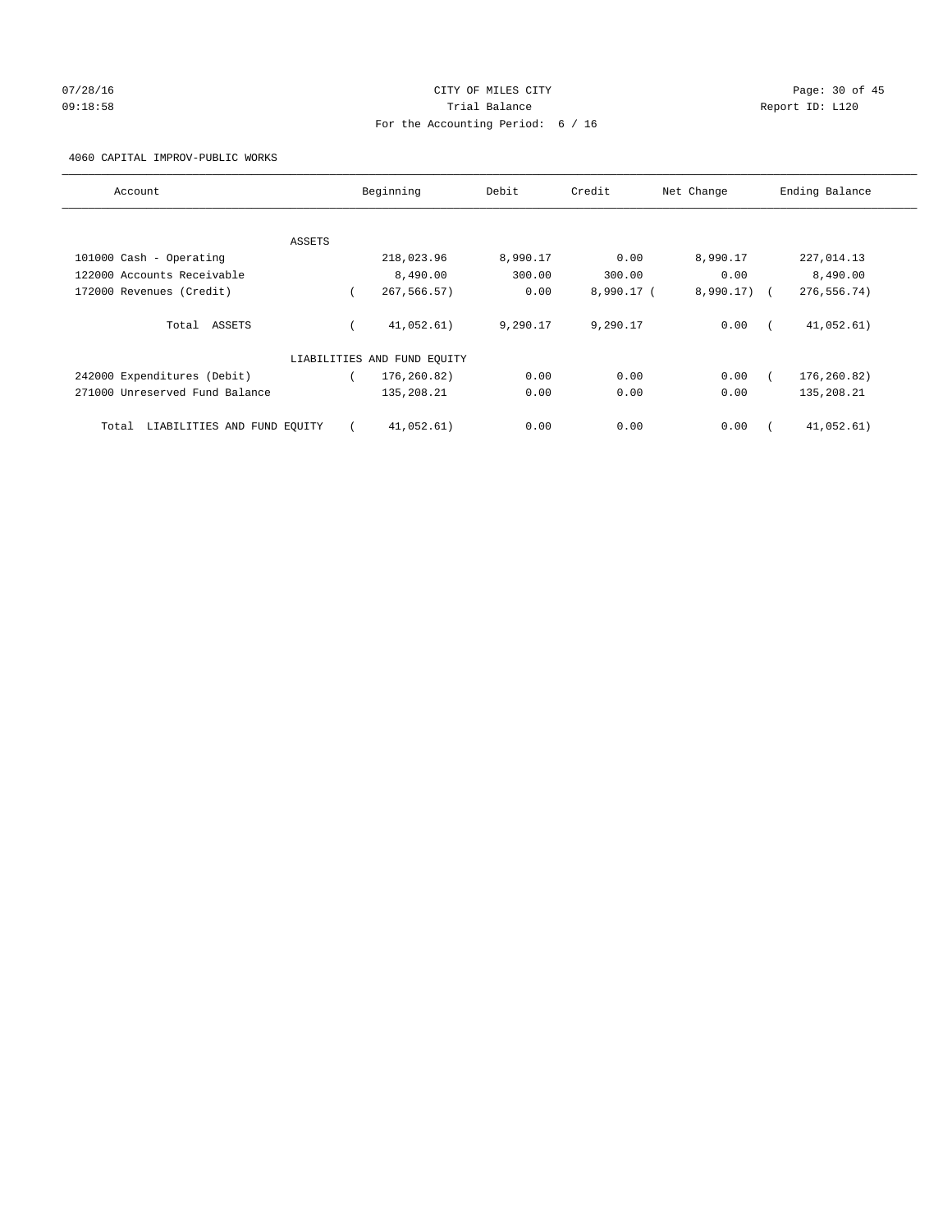CITY OF MILES CITY

Trial Balance

For the Accounting Period: 6 / 16

4060 CAPITAL IMPROV-PUBLIC WORKS

| Account | Beginning | Debit | Credit | Net Change | Ending Balance |
|---|---|---|---|---|---|
| ASSETS | | | | | |
| 101000 Cash - Operating | 218,023.96 | 8,990.17 | 0.00 | 8,990.17 | 227,014.13 |
| 122000 Accounts Receivable | 8,490.00 | 300.00 | 300.00 | 0.00 | 8,490.00 |
| 172000 Revenues (Credit) | ( 267,566.57) | 0.00 | 8,990.17 | ( 8,990.17) | ( 276,556.74) |
| Total ASSETS | ( 41,052.61) | 9,290.17 | 9,290.17 | 0.00 | ( 41,052.61) |
| LIABILITIES AND FUND EQUITY | | | | | |
| 242000 Expenditures (Debit) | ( 176,260.82) | 0.00 | 0.00 | 0.00 | ( 176,260.82) |
| 271000 Unreserved Fund Balance | 135,208.21 | 0.00 | 0.00 | 0.00 | 135,208.21 |
| Total LIABILITIES AND FUND EQUITY | ( 41,052.61) | 0.00 | 0.00 | 0.00 | ( 41,052.61) |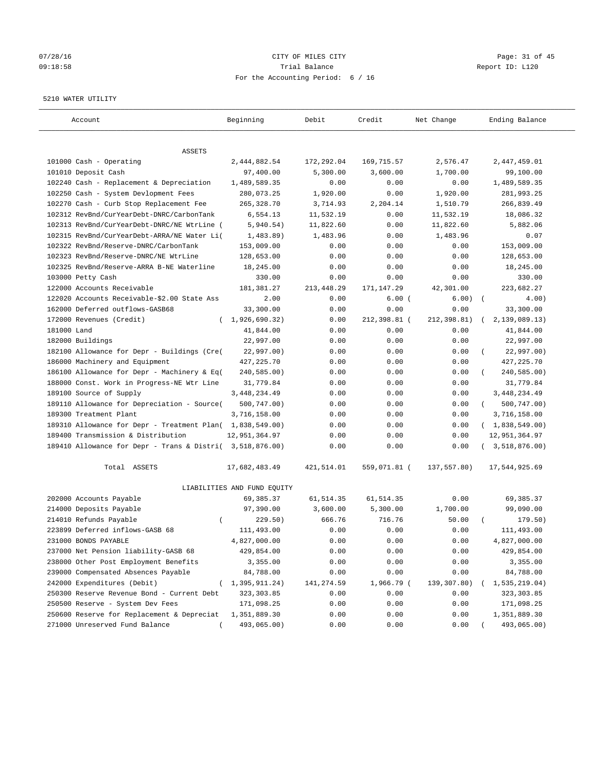CITY OF MILES CITY
Trial Balance
For the Accounting Period: 6 / 16

07/28/16
09:18:58

Report ID: L120

5210 WATER UTILITY

| Account | Beginning | Debit | Credit | Net Change | Ending Balance |
|---|---|---|---|---|---|
| **ASSETS** | | | | | |
| 101000 Cash - Operating | 2,444,882.54 | 172,292.04 | 169,715.57 | 2,576.47 | 2,447,459.01 |
| 101010 Deposit Cash | 97,400.00 | 5,300.00 | 3,600.00 | 1,700.00 | 99,100.00 |
| 102240 Cash - Replacement & Depreciation | 1,489,589.35 | 0.00 | 0.00 | 0.00 | 1,489,589.35 |
| 102250 Cash - System Devlopment Fees | 280,073.25 | 1,920.00 | 0.00 | 1,920.00 | 281,993.25 |
| 102270 Cash - Curb Stop Replacement Fee | 265,328.70 | 3,714.93 | 2,204.14 | 1,510.79 | 266,839.49 |
| 102312 RevBnd/CurYearDebt-DNRC/CarbonTank | 6,554.13 | 11,532.19 | 0.00 | 11,532.19 | 18,086.32 |
| 102313 RevBnd/CurYearDebt-DNRC/NE WtrLine | (5,940.54) | 11,822.60 | 0.00 | 11,822.60 | 5,882.06 |
| 102315 RevBnd/CurYearDebt-ARRA/NE Water Li | (1,483.89) | 1,483.96 | 0.00 | 1,483.96 | 0.07 |
| 102322 RevBnd/Reserve-DNRC/CarbonTank | 153,009.00 | 0.00 | 0.00 | 0.00 | 153,009.00 |
| 102323 RevBnd/Reserve-DNRC/NE WtrLine | 128,653.00 | 0.00 | 0.00 | 0.00 | 128,653.00 |
| 102325 RevBnd/Reserve-ARRA B-NE Waterline | 18,245.00 | 0.00 | 0.00 | 0.00 | 18,245.00 |
| 103000 Petty Cash | 330.00 | 0.00 | 0.00 | 0.00 | 330.00 |
| 122000 Accounts Receivable | 181,381.27 | 213,448.29 | 171,147.29 | 42,301.00 | 223,682.27 |
| 122020 Accounts Receivable-$2.00 State Ass | 2.00 | 0.00 | 6.00 | (6.00) | (4.00) |
| 162000 Deferred outflows-GASB68 | 33,300.00 | 0.00 | 0.00 | 0.00 | 33,300.00 |
| 172000 Revenues (Credit) | (1,926,690.32) | 0.00 | 212,398.81 | (212,398.81) | (2,139,089.13) |
| 181000 Land | 41,844.00 | 0.00 | 0.00 | 0.00 | 41,844.00 |
| 182000 Buildings | 22,997.00 | 0.00 | 0.00 | 0.00 | 22,997.00 |
| 182100 Allowance for Depr - Buildings (Cre | (22,997.00) | 0.00 | 0.00 | 0.00 | (22,997.00) |
| 186000 Machinery and Equipment | 427,225.70 | 0.00 | 0.00 | 0.00 | 427,225.70 |
| 186100 Allowance for Depr - Machinery & Eq | (240,585.00) | 0.00 | 0.00 | 0.00 | (240,585.00) |
| 188000 Const. Work in Progress-NE Wtr Line | 31,779.84 | 0.00 | 0.00 | 0.00 | 31,779.84 |
| 189100 Source of Supply | 3,448,234.49 | 0.00 | 0.00 | 0.00 | 3,448,234.49 |
| 189110 Allowance for Depreciation - Source | (500,747.00) | 0.00 | 0.00 | 0.00 | (500,747.00) |
| 189300 Treatment Plant | 3,716,158.00 | 0.00 | 0.00 | 0.00 | 3,716,158.00 |
| 189310 Allowance for Depr - Treatment Plan | (1,838,549.00) | 0.00 | 0.00 | 0.00 | (1,838,549.00) |
| 189400 Transmission & Distribution | 12,951,364.97 | 0.00 | 0.00 | 0.00 | 12,951,364.97 |
| 189410 Allowance for Depr - Trans & Distri | (3,518,876.00) | 0.00 | 0.00 | 0.00 | (3,518,876.00) |
| Total ASSETS | 17,682,483.49 | 421,514.01 | 559,071.81 | (137,557.80) | 17,544,925.69 |
| **LIABILITIES AND FUND EQUITY** | | | | | |
| 202000 Accounts Payable | 69,385.37 | 61,514.35 | 61,514.35 | 0.00 | 69,385.37 |
| 214000 Deposits Payable | 97,390.00 | 3,600.00 | 5,300.00 | 1,700.00 | 99,090.00 |
| 214010 Refunds Payable | (229.50) | 666.76 | 716.76 | 50.00 | (179.50) |
| 223899 Deferred inflows-GASB 68 | 111,493.00 | 0.00 | 0.00 | 0.00 | 111,493.00 |
| 231000 BONDS PAYABLE | 4,827,000.00 | 0.00 | 0.00 | 0.00 | 4,827,000.00 |
| 237000 Net Pension liability-GASB 68 | 429,854.00 | 0.00 | 0.00 | 0.00 | 429,854.00 |
| 238000 Other Post Employment Benefits | 3,355.00 | 0.00 | 0.00 | 0.00 | 3,355.00 |
| 239000 Compensated Absences Payable | 84,788.00 | 0.00 | 0.00 | 0.00 | 84,788.00 |
| 242000 Expenditures (Debit) | (1,395,911.24) | 141,274.59 | 1,966.79 | (139,307.80) | (1,535,219.04) |
| 250300 Reserve Revenue Bond - Current Debt | 323,303.85 | 0.00 | 0.00 | 0.00 | 323,303.85 |
| 250500 Reserve - System Dev Fees | 171,098.25 | 0.00 | 0.00 | 0.00 | 171,098.25 |
| 250600 Reserve for Replacement & Depreciat | 1,351,889.30 | 0.00 | 0.00 | 0.00 | 1,351,889.30 |
| 271000 Unreserved Fund Balance | (493,065.00) | 0.00 | 0.00 | 0.00 | (493,065.00) |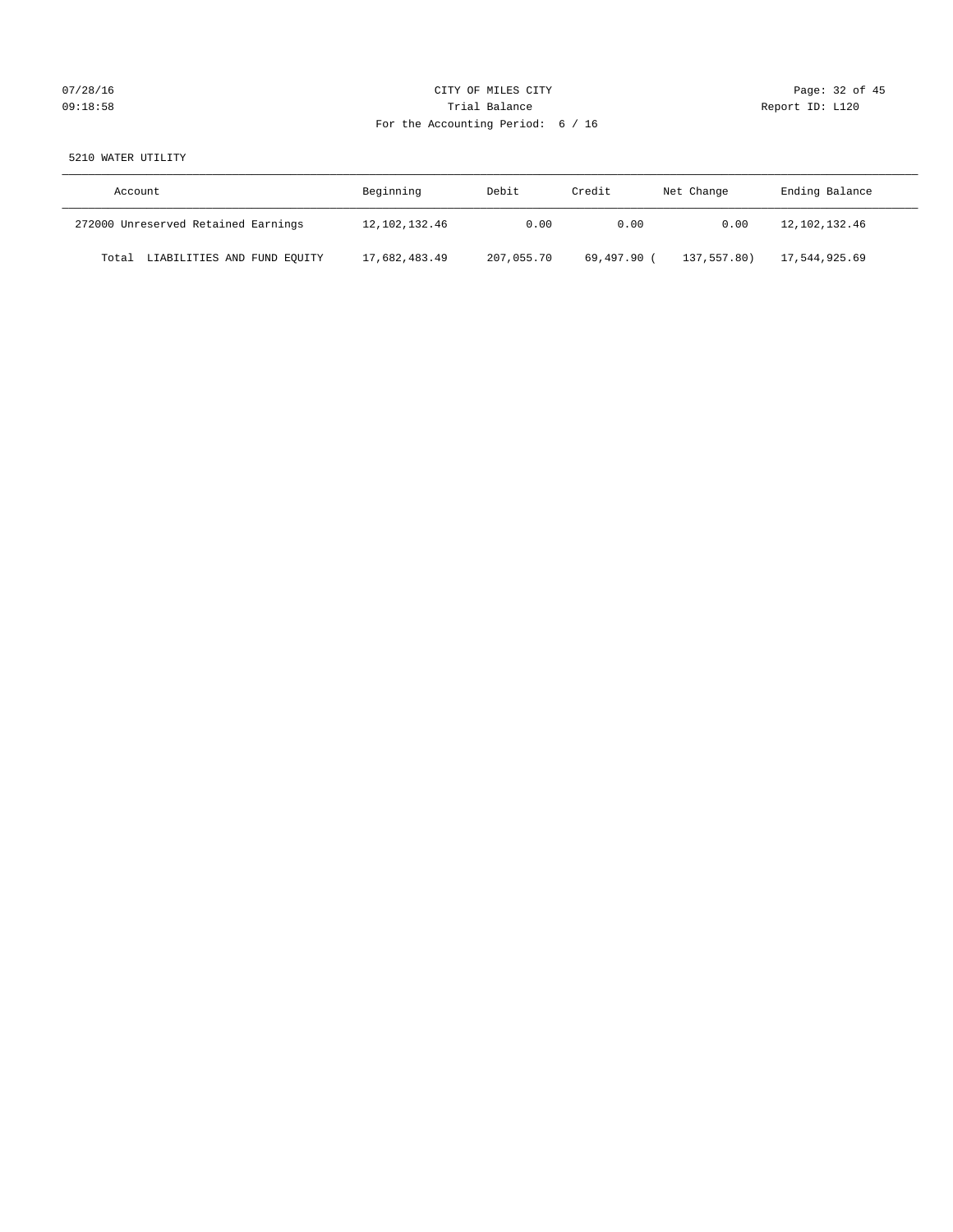CITY OF MILES CITY
Trial Balance
For the Accounting Period: 6 / 16

07/28/16
09:18:58

Report ID: L120

5210 WATER UTILITY

| Account | Beginning | Debit | Credit | Net Change | Ending Balance |
|---|---|---|---|---|---|
| 272000 Unreserved Retained Earnings | 12,102,132.46 | 0.00 | 0.00 | 0.00 | 12,102,132.46 |
| Total LIABILITIES AND FUND EQUITY | 17,682,483.49 | 207,055.70 | 69,497.90 | ( 137,557.80) | 17,544,925.69 |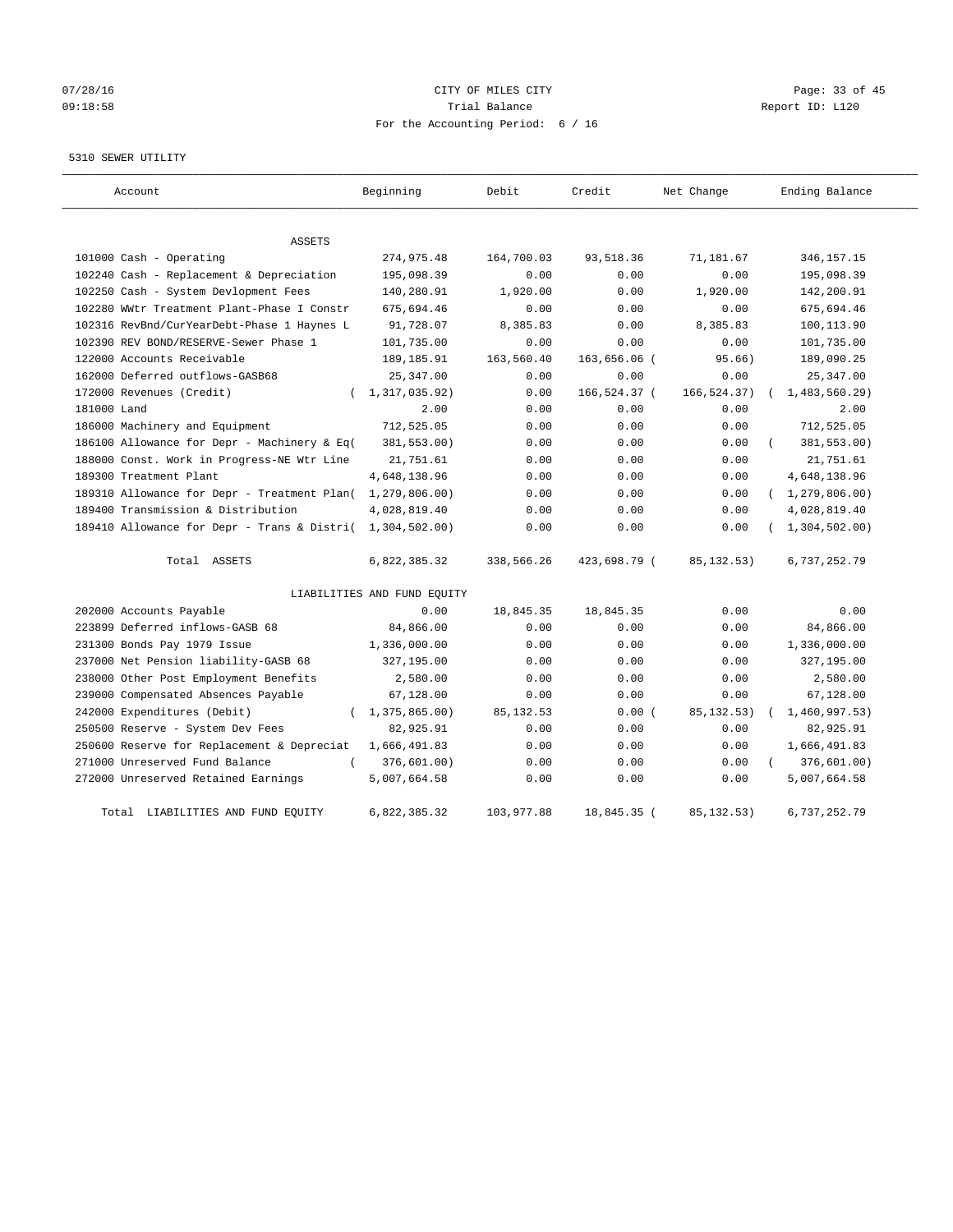CITY OF MILES CITY

Trial Balance

For the Accounting Period: 6 / 16

07/28/16 09:18:58

Report ID: L120

5310 SEWER UTILITY

| Account | Beginning | Debit | Credit | Net Change | Ending Balance |
|---|---|---|---|---|---|
| ASSETS | | | | | |
| 101000 Cash - Operating | 274,975.48 | 164,700.03 | 93,518.36 | 71,181.67 | 346,157.15 |
| 102240 Cash - Replacement & Depreciation | 195,098.39 | 0.00 | 0.00 | 0.00 | 195,098.39 |
| 102250 Cash - System Devlopment Fees | 140,280.91 | 1,920.00 | 0.00 | 1,920.00 | 142,200.91 |
| 102280 WWtr Treatment Plant-Phase I Constr | 675,694.46 | 0.00 | 0.00 | 0.00 | 675,694.46 |
| 102316 RevBnd/CurYearDebt-Phase 1 Haynes L | 91,728.07 | 8,385.83 | 0.00 | 8,385.83 | 100,113.90 |
| 102390 REV BOND/RESERVE-Sewer Phase 1 | 101,735.00 | 0.00 | 0.00 | 0.00 | 101,735.00 |
| 122000 Accounts Receivable | 189,185.91 | 163,560.40 | 163,656.06 | ( 95.66) | 189,090.25 |
| 162000 Deferred outflows-GASB68 | 25,347.00 | 0.00 | 0.00 | 0.00 | 25,347.00 |
| 172000 Revenues (Credit) | ( 1,317,035.92) | 0.00 | 166,524.37 | ( 166,524.37) | ( 1,483,560.29) |
| 181000 Land | 2.00 | 0.00 | 0.00 | 0.00 | 2.00 |
| 186000 Machinery and Equipment | 712,525.05 | 0.00 | 0.00 | 0.00 | 712,525.05 |
| 186100 Allowance for Depr - Machinery & Eq | ( 381,553.00) | 0.00 | 0.00 | 0.00 | ( 381,553.00) |
| 188000 Const. Work in Progress-NE Wtr Line | 21,751.61 | 0.00 | 0.00 | 0.00 | 21,751.61 |
| 189300 Treatment Plant | 4,648,138.96 | 0.00 | 0.00 | 0.00 | 4,648,138.96 |
| 189310 Allowance for Depr - Treatment Plan | ( 1,279,806.00) | 0.00 | 0.00 | 0.00 | ( 1,279,806.00) |
| 189400 Transmission & Distribution | 4,028,819.40 | 0.00 | 0.00 | 0.00 | 4,028,819.40 |
| 189410 Allowance for Depr - Trans & Distri | ( 1,304,502.00) | 0.00 | 0.00 | 0.00 | ( 1,304,502.00) |
| Total ASSETS | 6,822,385.32 | 338,566.26 | 423,698.79 | ( 85,132.53) | 6,737,252.79 |
| LIABILITIES AND FUND EQUITY | | | | | |
| 202000 Accounts Payable | 0.00 | 18,845.35 | 18,845.35 | 0.00 | 0.00 |
| 223899 Deferred inflows-GASB 68 | 84,866.00 | 0.00 | 0.00 | 0.00 | 84,866.00 |
| 231300 Bonds Pay 1979 Issue | 1,336,000.00 | 0.00 | 0.00 | 0.00 | 1,336,000.00 |
| 237000 Net Pension liability-GASB 68 | 327,195.00 | 0.00 | 0.00 | 0.00 | 327,195.00 |
| 238000 Other Post Employment Benefits | 2,580.00 | 0.00 | 0.00 | 0.00 | 2,580.00 |
| 239000 Compensated Absences Payable | 67,128.00 | 0.00 | 0.00 | 0.00 | 67,128.00 |
| 242000 Expenditures (Debit) | ( 1,375,865.00) | 85,132.53 | 0.00 | ( 85,132.53) | ( 1,460,997.53) |
| 250500 Reserve - System Dev Fees | 82,925.91 | 0.00 | 0.00 | 0.00 | 82,925.91 |
| 250600 Reserve for Replacement & Depreciat | 1,666,491.83 | 0.00 | 0.00 | 0.00 | 1,666,491.83 |
| 271000 Unreserved Fund Balance | ( 376,601.00) | 0.00 | 0.00 | 0.00 | ( 376,601.00) |
| 272000 Unreserved Retained Earnings | 5,007,664.58 | 0.00 | 0.00 | 0.00 | 5,007,664.58 |
| Total LIABILITIES AND FUND EQUITY | 6,822,385.32 | 103,977.88 | 18,845.35 | ( 85,132.53) | 6,737,252.79 |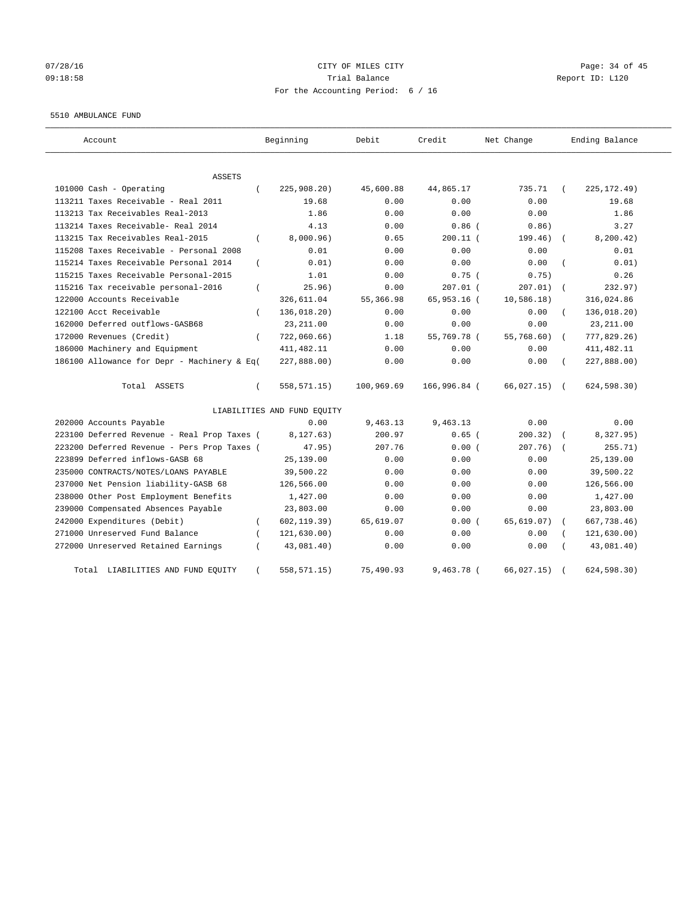CITY OF MILES CITY

Trial Balance

For the Accounting Period: 6 / 16

5510 AMBULANCE FUND

| Account | Beginning | Debit | Credit | Net Change | Ending Balance |
|---|---|---|---|---|---|
| ASSETS | | | | | |
| 101000 Cash - Operating | ( 225,908.20) | 45,600.88 | 44,865.17 | 735.71 | ( 225,172.49) |
| 113211 Taxes Receivable - Real 2011 | 19.68 | 0.00 | 0.00 | 0.00 | 19.68 |
| 113213 Tax Receivables Real-2013 | 1.86 | 0.00 | 0.00 | 0.00 | 1.86 |
| 113214 Taxes Receivable- Real 2014 | 4.13 | 0.00 | 0.86 | ( 0.86) | 3.27 |
| 113215 Tax Receivables Real-2015 | ( 8,000.96) | 0.65 | 200.11 | ( 199.46) | ( 8,200.42) |
| 115208 Taxes Receivable - Personal 2008 | 0.01 | 0.00 | 0.00 | 0.00 | 0.01 |
| 115214 Taxes Receivable Personal 2014 | ( 0.01) | 0.00 | 0.00 | 0.00 | ( 0.01) |
| 115215 Taxes Receivable Personal-2015 | 1.01 | 0.00 | 0.75 | ( 0.75) | 0.26 |
| 115216 Tax receivable personal-2016 | ( 25.96) | 0.00 | 207.01 | ( 207.01) | ( 232.97) |
| 122000 Accounts Receivable | 326,611.04 | 55,366.98 | 65,953.16 | ( 10,586.18) | 316,024.86 |
| 122100 Acct Receivable | ( 136,018.20) | 0.00 | 0.00 | 0.00 | ( 136,018.20) |
| 162000 Deferred outflows-GASB68 | 23,211.00 | 0.00 | 0.00 | 0.00 | 23,211.00 |
| 172000 Revenues (Credit) | ( 722,060.66) | 1.18 | 55,769.78 | ( 55,768.60) | ( 777,829.26) |
| 186000 Machinery and Equipment | 411,482.11 | 0.00 | 0.00 | 0.00 | 411,482.11 |
| 186100 Allowance for Depr - Machinery & Eq | ( 227,888.00) | 0.00 | 0.00 | 0.00 | ( 227,888.00) |
| Total ASSETS | ( 558,571.15) | 100,969.69 | 166,996.84 | ( 66,027.15) | ( 624,598.30) |
| LIABILITIES AND FUND EQUITY | | | | | |
| 202000 Accounts Payable | 0.00 | 9,463.13 | 9,463.13 | 0.00 | 0.00 |
| 223100 Deferred Revenue - Real Prop Taxes | ( 8,127.63) | 200.97 | 0.65 | ( 200.32) | ( 8,327.95) |
| 223200 Deferred Revenue - Pers Prop Taxes | ( 47.95) | 207.76 | 0.00 | ( 207.76) | ( 255.71) |
| 223899 Deferred inflows-GASB 68 | 25,139.00 | 0.00 | 0.00 | 0.00 | 25,139.00 |
| 235000 CONTRACTS/NOTES/LOANS PAYABLE | 39,500.22 | 0.00 | 0.00 | 0.00 | 39,500.22 |
| 237000 Net Pension liability-GASB 68 | 126,566.00 | 0.00 | 0.00 | 0.00 | 126,566.00 |
| 238000 Other Post Employment Benefits | 1,427.00 | 0.00 | 0.00 | 0.00 | 1,427.00 |
| 239000 Compensated Absences Payable | 23,803.00 | 0.00 | 0.00 | 0.00 | 23,803.00 |
| 242000 Expenditures (Debit) | ( 602,119.39) | 65,619.07 | 0.00 | ( 65,619.07) | ( 667,738.46) |
| 271000 Unreserved Fund Balance | ( 121,630.00) | 0.00 | 0.00 | 0.00 | ( 121,630.00) |
| 272000 Unreserved Retained Earnings | ( 43,081.40) | 0.00 | 0.00 | 0.00 | ( 43,081.40) |
| Total LIABILITIES AND FUND EQUITY | ( 558,571.15) | 75,490.93 | 9,463.78 | ( 66,027.15) | ( 624,598.30) |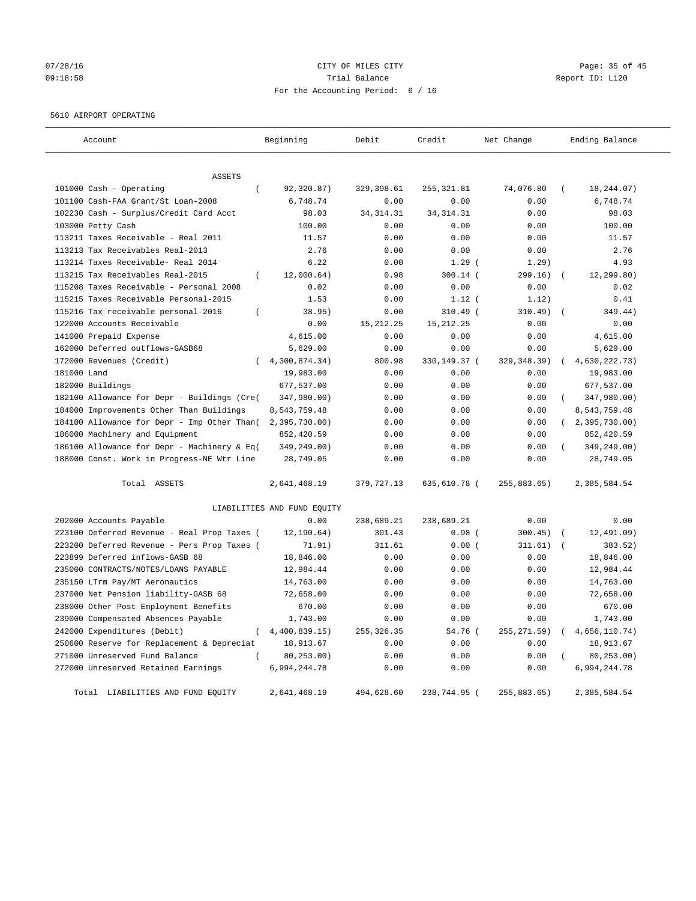CITY OF MILES CITY
Trial Balance
For the Accounting Period: 6 / 16

07/28/16
09:18:58
Report ID: L120

5610 AIRPORT OPERATING

| Account | Beginning | Debit | Credit | Net Change | Ending Balance |
|---|---|---|---|---|---|
| ASSETS | | | | | |
| 101000 Cash - Operating | ( 92,320.87) | 329,398.61 | 255,321.81 | 74,076.80 | ( 18,244.07) |
| 101100 Cash-FAA Grant/St Loan-2008 | 6,748.74 | 0.00 | 0.00 | 0.00 | 6,748.74 |
| 102230 Cash - Surplus/Credit Card Acct | 98.03 | 34,314.31 | 34,314.31 | 0.00 | 98.03 |
| 103000 Petty Cash | 100.00 | 0.00 | 0.00 | 0.00 | 100.00 |
| 113211 Taxes Receivable - Real 2011 | 11.57 | 0.00 | 0.00 | 0.00 | 11.57 |
| 113213 Tax Receivables Real-2013 | 2.76 | 0.00 | 0.00 | 0.00 | 2.76 |
| 113214 Taxes Receivable- Real 2014 | 6.22 | 0.00 | 1.29 | ( 1.29) | 4.93 |
| 113215 Tax Receivables Real-2015 | ( 12,000.64) | 0.98 | 300.14 | ( 299.16) | ( 12,299.80) |
| 115208 Taxes Receivable - Personal 2008 | 0.02 | 0.00 | 0.00 | 0.00 | 0.02 |
| 115215 Taxes Receivable Personal-2015 | 1.53 | 0.00 | 1.12 | ( 1.12) | 0.41 |
| 115216 Tax receivable personal-2016 | ( 38.95) | 0.00 | 310.49 | ( 310.49) | ( 349.44) |
| 122000 Accounts Receivable | 0.00 | 15,212.25 | 15,212.25 | 0.00 | 0.00 |
| 141000 Prepaid Expense | 4,615.00 | 0.00 | 0.00 | 0.00 | 4,615.00 |
| 162000 Deferred outflows-GASB68 | 5,629.00 | 0.00 | 0.00 | 0.00 | 5,629.00 |
| 172000 Revenues (Credit) | ( 4,300,874.34) | 800.98 | 330,149.37 | ( 329,348.39) | ( 4,630,222.73) |
| 181000 Land | 19,983.00 | 0.00 | 0.00 | 0.00 | 19,983.00 |
| 182000 Buildings | 677,537.00 | 0.00 | 0.00 | 0.00 | 677,537.00 |
| 182100 Allowance for Depr - Buildings (Cre( | 347,980.00) | 0.00 | 0.00 | 0.00 | ( 347,980.00) |
| 184000 Improvements Other Than Buildings | 8,543,759.48 | 0.00 | 0.00 | 0.00 | 8,543,759.48 |
| 184100 Allowance for Depr - Imp Other Than( | 2,395,730.00) | 0.00 | 0.00 | 0.00 | ( 2,395,730.00) |
| 186000 Machinery and Equipment | 852,420.59 | 0.00 | 0.00 | 0.00 | 852,420.59 |
| 186100 Allowance for Depr - Machinery & Eq( | 349,249.00) | 0.00 | 0.00 | 0.00 | ( 349,249.00) |
| 188000 Const. Work in Progress-NE Wtr Line | 28,749.05 | 0.00 | 0.00 | 0.00 | 28,749.05 |
| Total ASSETS | 2,641,468.19 | 379,727.13 | 635,610.78 | ( 255,883.65) | 2,385,584.54 |
| LIABILITIES AND FUND EQUITY | | | | | |
| 202000 Accounts Payable | 0.00 | 238,689.21 | 238,689.21 | 0.00 | 0.00 |
| 223100 Deferred Revenue - Real Prop Taxes ( | 12,190.64) | 301.43 | 0.98 | ( 300.45) | ( 12,491.09) |
| 223200 Deferred Revenue - Pers Prop Taxes ( | 71.91) | 311.61 | 0.00 | ( 311.61) | ( 383.52) |
| 223899 Deferred inflows-GASB 68 | 18,846.00 | 0.00 | 0.00 | 0.00 | 18,846.00 |
| 235000 CONTRACTS/NOTES/LOANS PAYABLE | 12,984.44 | 0.00 | 0.00 | 0.00 | 12,984.44 |
| 235150 LTrm Pay/MT Aeronautics | 14,763.00 | 0.00 | 0.00 | 0.00 | 14,763.00 |
| 237000 Net Pension liability-GASB 68 | 72,658.00 | 0.00 | 0.00 | 0.00 | 72,658.00 |
| 238000 Other Post Employment Benefits | 670.00 | 0.00 | 0.00 | 0.00 | 670.00 |
| 239000 Compensated Absences Payable | 1,743.00 | 0.00 | 0.00 | 0.00 | 1,743.00 |
| 242000 Expenditures (Debit) | ( 4,400,839.15) | 255,326.35 | 54.76 | ( 255,271.59) | ( 4,656,110.74) |
| 250600 Reserve for Replacement & Depreciat | 18,913.67 | 0.00 | 0.00 | 0.00 | 18,913.67 |
| 271000 Unreserved Fund Balance | ( 80,253.00) | 0.00 | 0.00 | 0.00 | ( 80,253.00) |
| 272000 Unreserved Retained Earnings | 6,994,244.78 | 0.00 | 0.00 | 0.00 | 6,994,244.78 |
| Total LIABILITIES AND FUND EQUITY | 2,641,468.19 | 494,628.60 | 238,744.95 | ( 255,883.65) | 2,385,584.54 |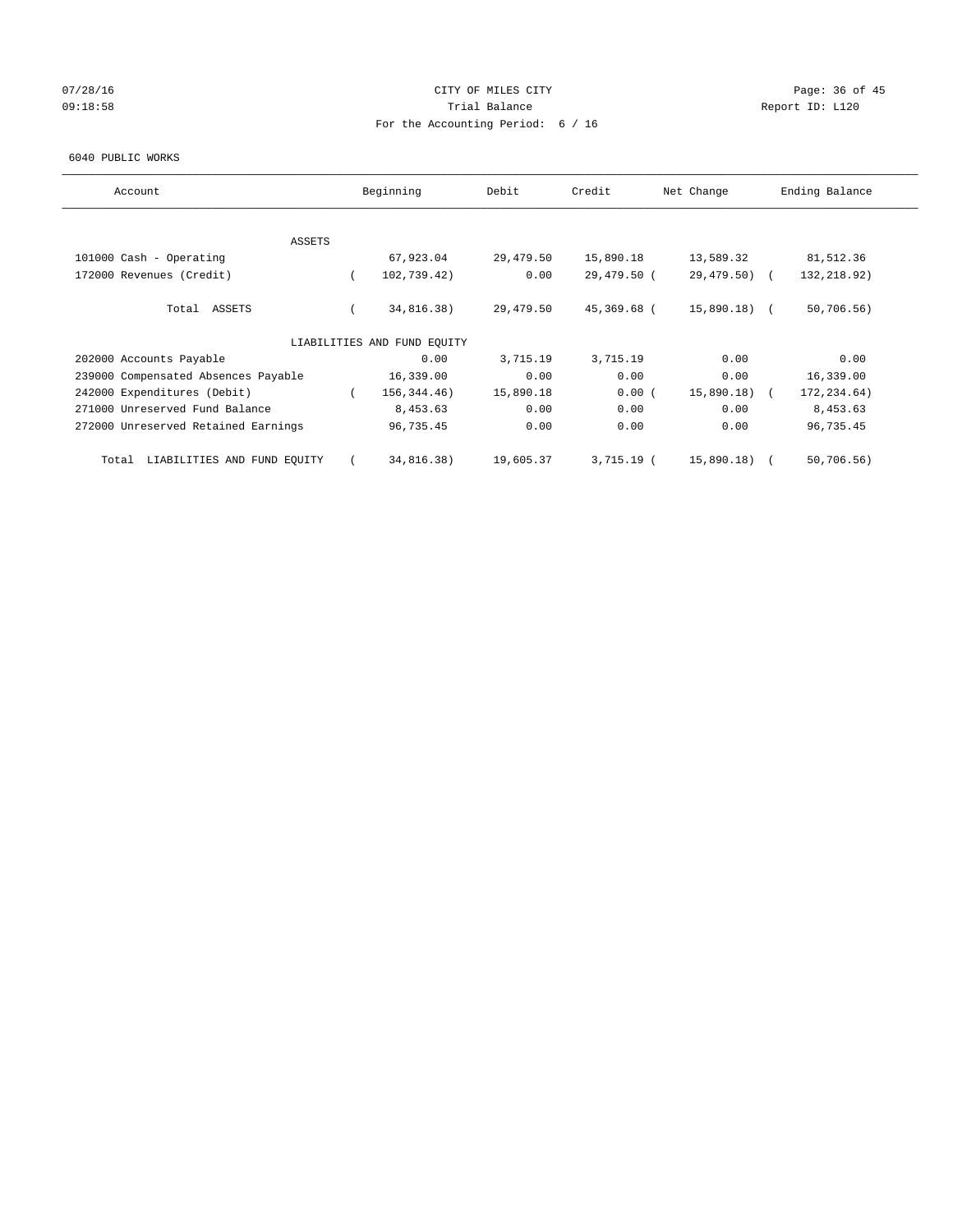CITY OF MILES CITY

Trial Balance

For the Accounting Period: 6 / 16

6040 PUBLIC WORKS

| Account | Beginning | Debit | Credit | Net Change | Ending Balance |
|---|---|---|---|---|---|
| ASSETS | | | | | |
| 101000 Cash - Operating | 67,923.04 | 29,479.50 | 15,890.18 | 13,589.32 | 81,512.36 |
| 172000 Revenues (Credit) | ( 102,739.42) | 0.00 | 29,479.50 | ( 29,479.50) | ( 132,218.92) |
| Total ASSETS | ( 34,816.38) | 29,479.50 | 45,369.68 | ( 15,890.18) | ( 50,706.56) |
| LIABILITIES AND FUND EQUITY | | | | | |
| 202000 Accounts Payable | 0.00 | 3,715.19 | 3,715.19 | 0.00 | 0.00 |
| 239000 Compensated Absences Payable | 16,339.00 | 0.00 | 0.00 | 0.00 | 16,339.00 |
| 242000 Expenditures (Debit) | ( 156,344.46) | 15,890.18 | 0.00 | ( 15,890.18) | ( 172,234.64) |
| 271000 Unreserved Fund Balance | 8,453.63 | 0.00 | 0.00 | 0.00 | 8,453.63 |
| 272000 Unreserved Retained Earnings | 96,735.45 | 0.00 | 0.00 | 0.00 | 96,735.45 |
| Total LIABILITIES AND FUND EQUITY | ( 34,816.38) | 19,605.37 | 3,715.19 | ( 15,890.18) | ( 50,706.56) |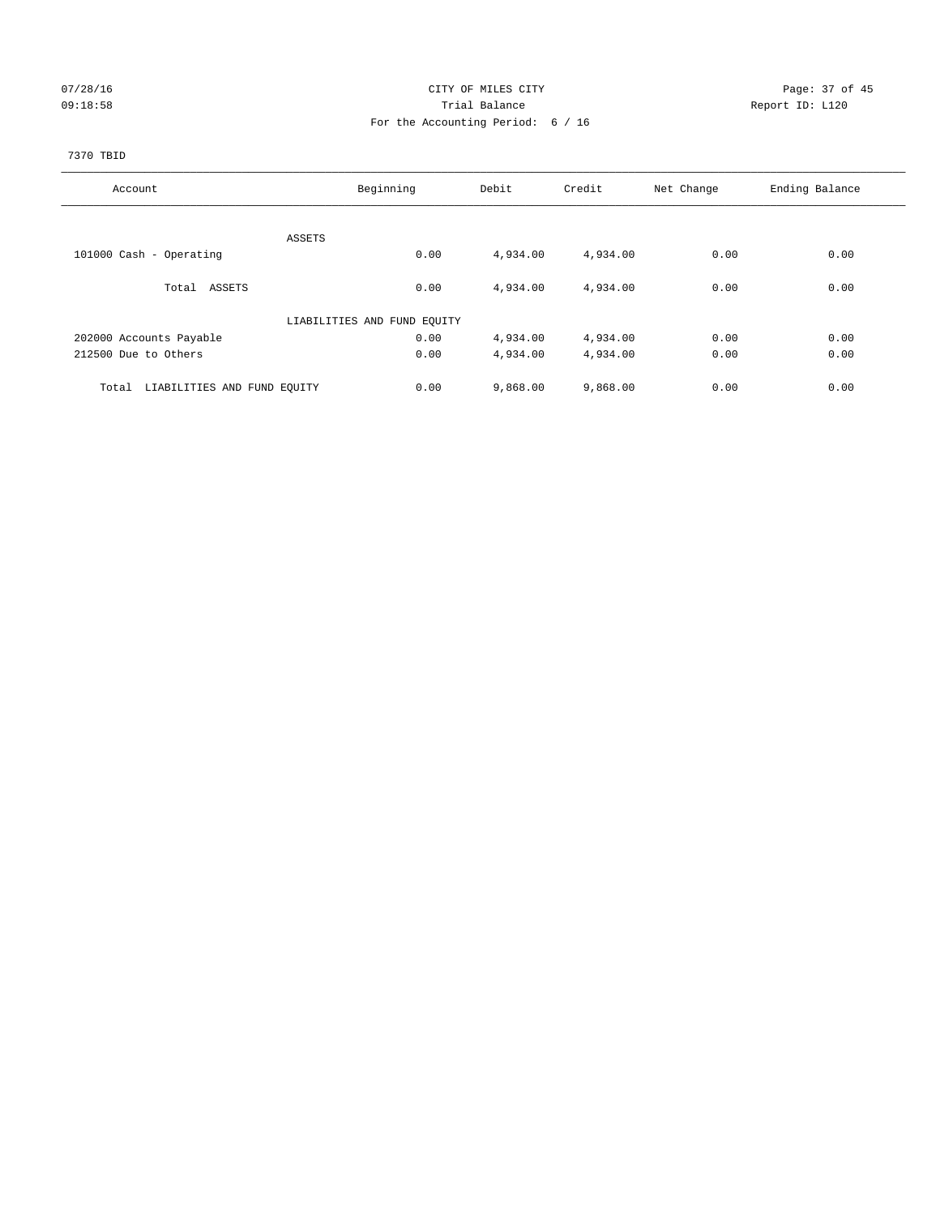CITY OF MILES CITY
Trial Balance
For the Accounting Period: 6 / 16

7370 TBID

| Account | Beginning | Debit | Credit | Net Change | Ending Balance |
|---|---|---|---|---|---|
| ASSETS | | | | | |
| 101000 Cash - Operating | 0.00 | 4,934.00 | 4,934.00 | 0.00 | 0.00 |
| Total ASSETS | 0.00 | 4,934.00 | 4,934.00 | 0.00 | 0.00 |
| LIABILITIES AND FUND EQUITY | | | | | |
| 202000 Accounts Payable | 0.00 | 4,934.00 | 4,934.00 | 0.00 | 0.00 |
| 212500 Due to Others | 0.00 | 4,934.00 | 4,934.00 | 0.00 | 0.00 |
| Total LIABILITIES AND FUND EQUITY | 0.00 | 9,868.00 | 9,868.00 | 0.00 | 0.00 |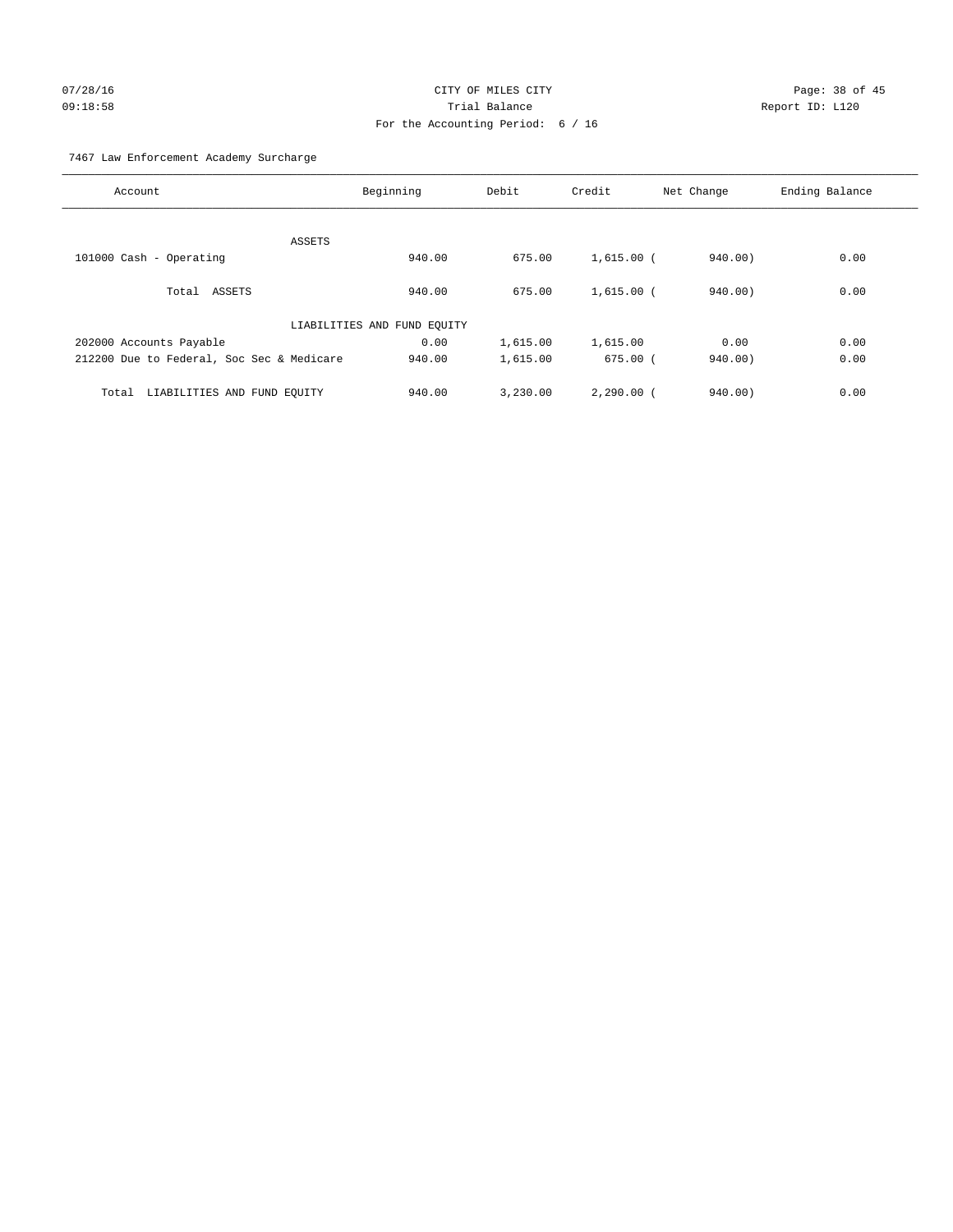CITY OF MILES CITY
Trial Balance
For the Accounting Period: 6 / 16

07/28/16
09:18:58

Report ID: L120

7467 Law Enforcement Academy Surcharge

| Account | Beginning | Debit | Credit | Net Change | Ending Balance |
|---|---|---|---|---|---|
| ASSETS | | | | | |
| 101000 Cash - Operating | 940.00 | 675.00 | 1,615.00 | ( 940.00) | 0.00 |
| Total ASSETS | 940.00 | 675.00 | 1,615.00 | ( 940.00) | 0.00 |
| LIABILITIES AND FUND EQUITY | | | | | |
| 202000 Accounts Payable | 0.00 | 1,615.00 | 1,615.00 | 0.00 | 0.00 |
| 212200 Due to Federal, Soc Sec & Medicare | 940.00 | 1,615.00 | 675.00 | ( 940.00) | 0.00 |
| Total LIABILITIES AND FUND EQUITY | 940.00 | 3,230.00 | 2,290.00 | ( 940.00) | 0.00 |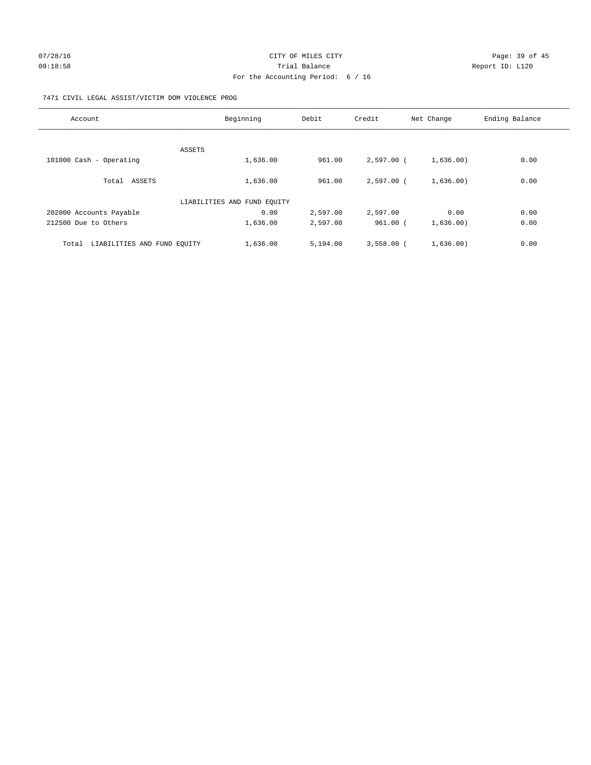CITY OF MILES CITY

Trial Balance

For the Accounting Period: 6 / 16

07/28/16 09:18:58 — Report ID: L120

7471 CIVIL LEGAL ASSIST/VICTIM DOM VIOLENCE PROG

| Account | Beginning | Debit | Credit | Net Change | Ending Balance |
|---|---|---|---|---|---|
| ASSETS | | | | | |
| 101000 Cash - Operating | 1,636.00 | 961.00 | 2,597.00 | ( 1,636.00) | 0.00 |
| Total ASSETS | 1,636.00 | 961.00 | 2,597.00 | ( 1,636.00) | 0.00 |
| LIABILITIES AND FUND EQUITY | | | | | |
| 202000 Accounts Payable | 0.00 | 2,597.00 | 2,597.00 | 0.00 | 0.00 |
| 212500 Due to Others | 1,636.00 | 2,597.00 | 961.00 | ( 1,636.00) | 0.00 |
| Total LIABILITIES AND FUND EQUITY | 1,636.00 | 5,194.00 | 3,558.00 | ( 1,636.00) | 0.00 |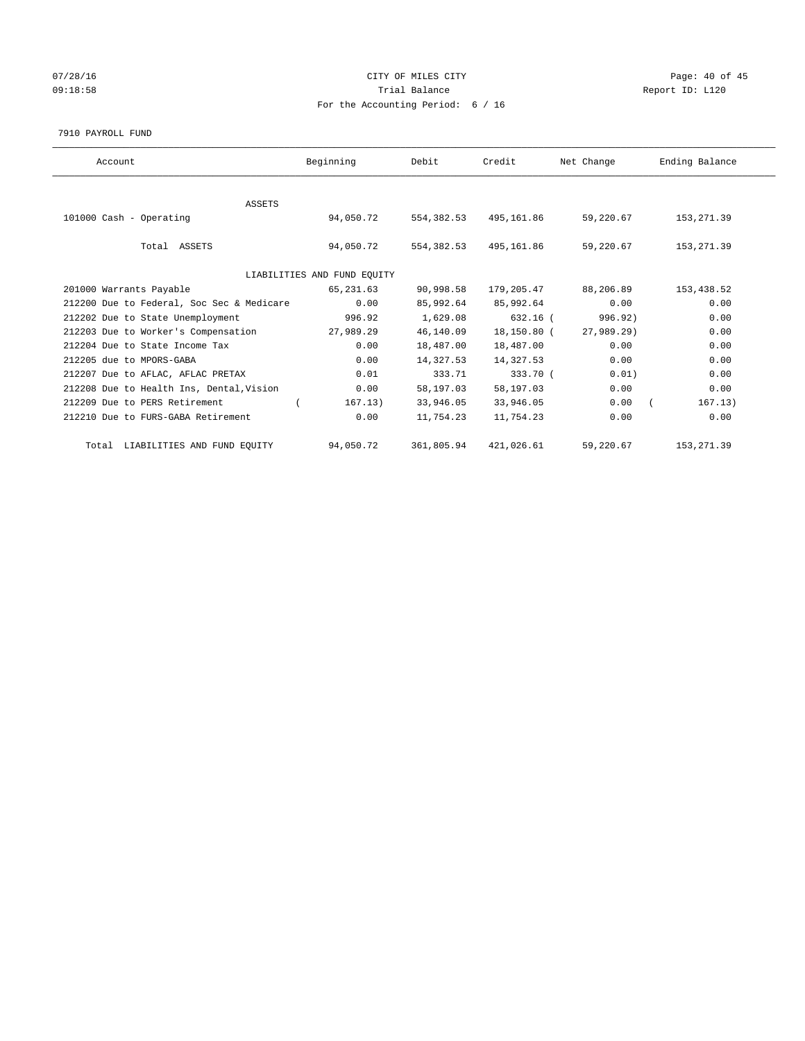# CITY OF MILES CITY

Trial Balance

For the Accounting Period: 6 / 16

Report ID: L120

07/28/16 09:18:58

7910 PAYROLL FUND

| Account | Beginning | Debit | Credit | Net Change | Ending Balance |
|---|---|---|---|---|---|
| **ASSETS** | | | | | |
| 101000 Cash - Operating | 94,050.72 | 554,382.53 | 495,161.86 | 59,220.67 | 153,271.39 |
| Total ASSETS | 94,050.72 | 554,382.53 | 495,161.86 | 59,220.67 | 153,271.39 |
| **LIABILITIES AND FUND EQUITY** | | | | | |
| 201000 Warrants Payable | 65,231.63 | 90,998.58 | 179,205.47 | 88,206.89 | 153,438.52 |
| 212200 Due to Federal, Soc Sec & Medicare | 0.00 | 85,992.64 | 85,992.64 | 0.00 | 0.00 |
| 212202 Due to State Unemployment | 996.92 | 1,629.08 | 632.16 | (996.92) | 0.00 |
| 212203 Due to Worker's Compensation | 27,989.29 | 46,140.09 | 18,150.80 | (27,989.29) | 0.00 |
| 212204 Due to State Income Tax | 0.00 | 18,487.00 | 18,487.00 | 0.00 | 0.00 |
| 212205 due to MPORS-GABA | 0.00 | 14,327.53 | 14,327.53 | 0.00 | 0.00 |
| 212207 Due to AFLAC, AFLAC PRETAX | 0.01 | 333.71 | 333.70 | (0.01) | 0.00 |
| 212208 Due to Health Ins, Dental,Vision | 0.00 | 58,197.03 | 58,197.03 | 0.00 | 0.00 |
| 212209 Due to PERS Retirement | (167.13) | 33,946.05 | 33,946.05 | 0.00 | (167.13) |
| 212210 Due to FURS-GABA Retirement | 0.00 | 11,754.23 | 11,754.23 | 0.00 | 0.00 |
| Total LIABILITIES AND FUND EQUITY | 94,050.72 | 361,805.94 | 421,026.61 | 59,220.67 | 153,271.39 |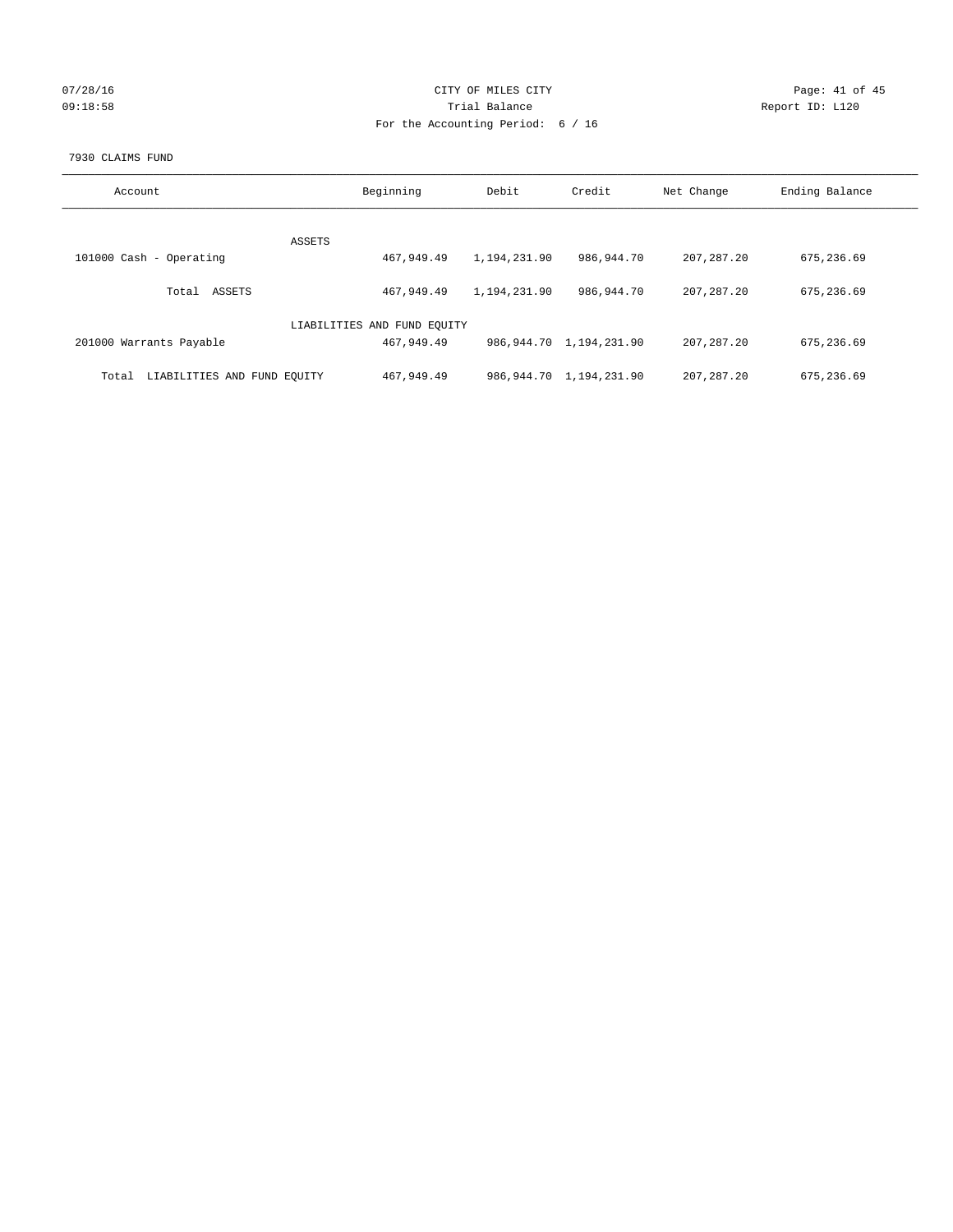CITY OF MILES CITY

Trial Balance

For the Accounting Period: 6 / 16

07/28/16 09:18:58

Report ID: L120

7930 CLAIMS FUND

| Account | Beginning | Debit | Credit | Net Change | Ending Balance |
|---|---|---|---|---|---|
| ASSETS | | | | | |
| 101000 Cash - Operating | 467,949.49 | 1,194,231.90 | 986,944.70 | 207,287.20 | 675,236.69 |
| Total ASSETS | 467,949.49 | 1,194,231.90 | 986,944.70 | 207,287.20 | 675,236.69 |
| LIABILITIES AND FUND EQUITY | | | | | |
| 201000 Warrants Payable | 467,949.49 | 986,944.70 | 1,194,231.90 | 207,287.20 | 675,236.69 |
| Total LIABILITIES AND FUND EQUITY | 467,949.49 | 986,944.70 | 1,194,231.90 | 207,287.20 | 675,236.69 |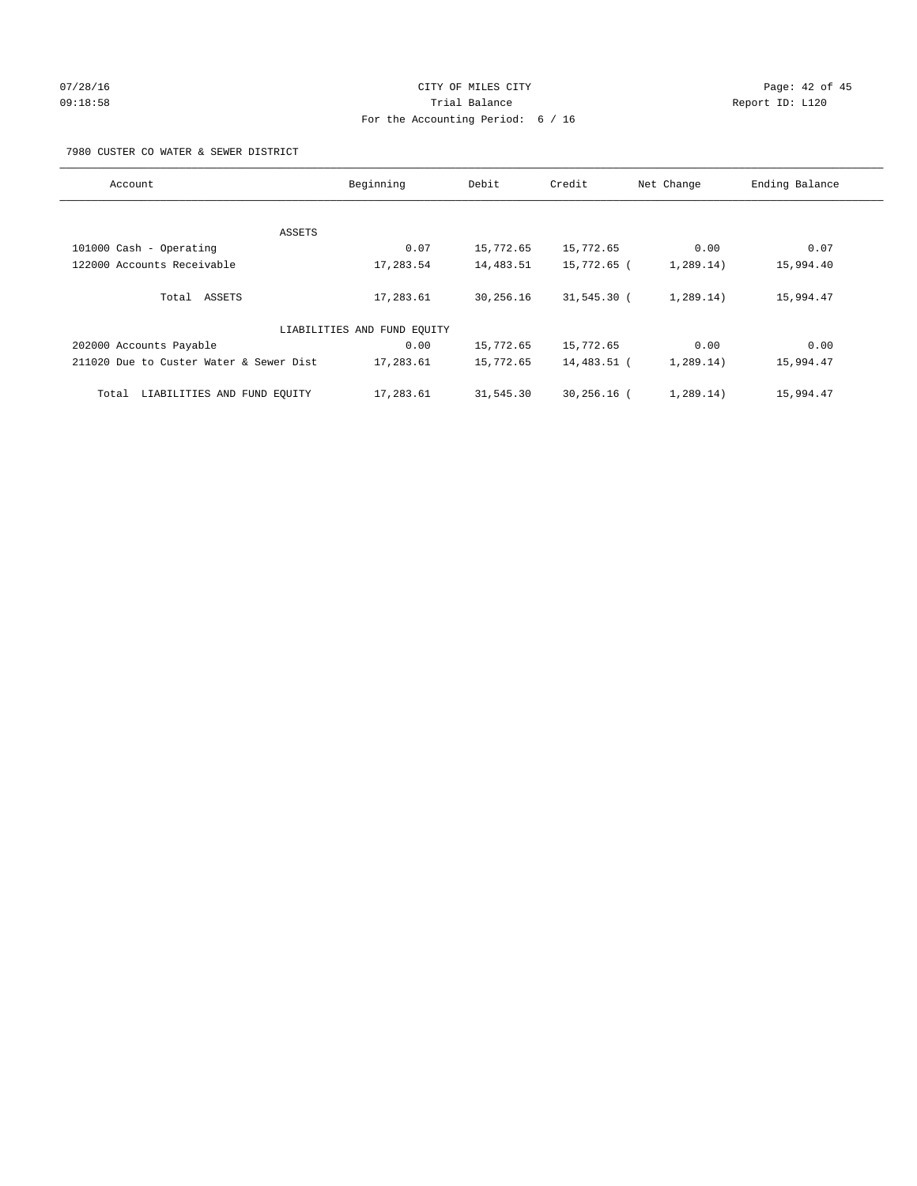CITY OF MILES CITY

Trial Balance

For the Accounting Period: 6 / 16

07/28/16 09:18:58 — Report ID: L120

7980 CUSTER CO WATER & SEWER DISTRICT

| Account | Beginning | Debit | Credit | Net Change | Ending Balance |
|---|---|---|---|---|---|
| ASSETS | | | | | |
| 101000 Cash - Operating | 0.07 | 15,772.65 | 15,772.65 | 0.00 | 0.07 |
| 122000 Accounts Receivable | 17,283.54 | 14,483.51 | 15,772.65 | ( 1,289.14) | 15,994.40 |
| Total ASSETS | 17,283.61 | 30,256.16 | 31,545.30 | ( 1,289.14) | 15,994.47 |
| LIABILITIES AND FUND EQUITY | | | | | |
| 202000 Accounts Payable | 0.00 | 15,772.65 | 15,772.65 | 0.00 | 0.00 |
| 211020 Due to Custer Water & Sewer Dist | 17,283.61 | 15,772.65 | 14,483.51 | ( 1,289.14) | 15,994.47 |
| Total LIABILITIES AND FUND EQUITY | 17,283.61 | 31,545.30 | 30,256.16 | ( 1,289.14) | 15,994.47 |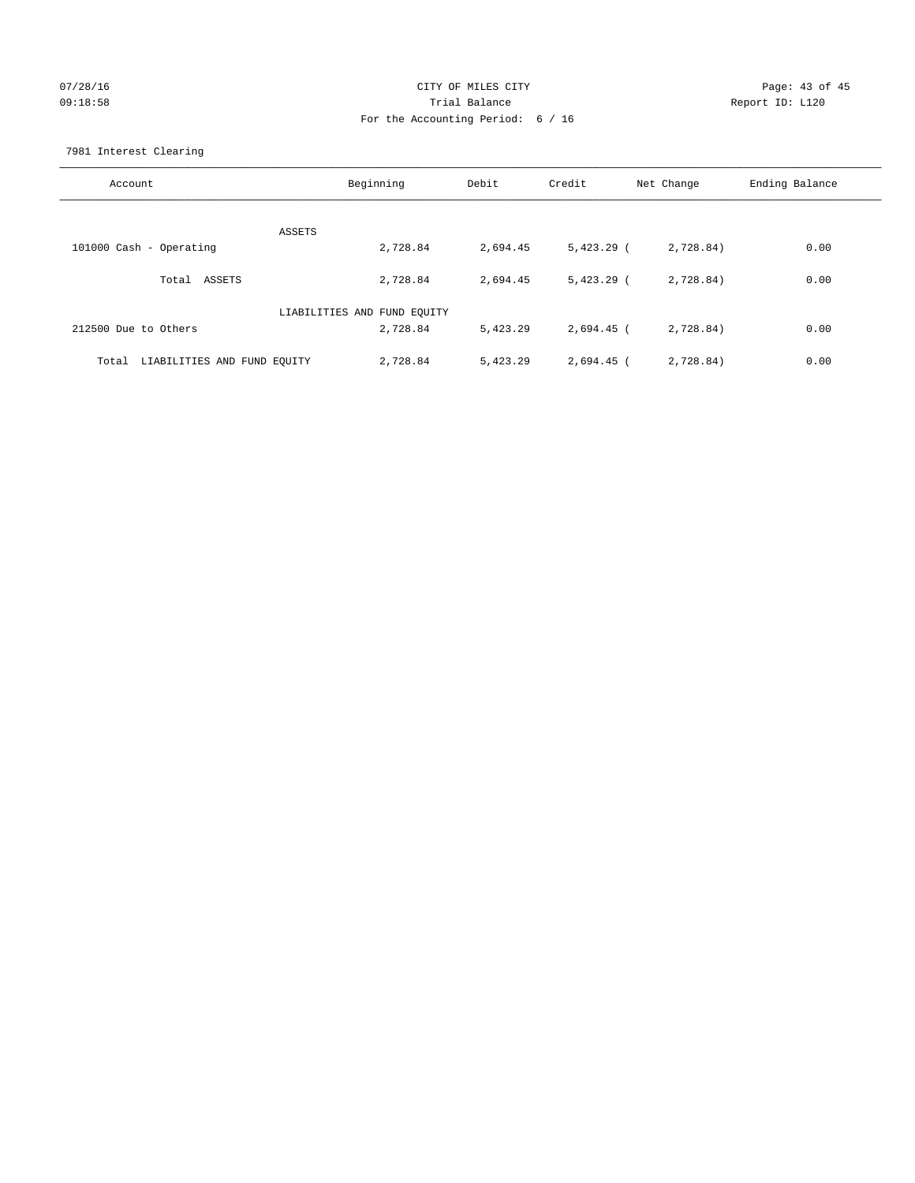CITY OF MILES CITY
Trial Balance
For the Accounting Period: 6 / 16

07/28/16
09:18:58

Report ID: L120

7981 Interest Clearing

| Account | Beginning | Debit | Credit | Net Change | Ending Balance |
|---|---|---|---|---|---|
| ASSETS | | | | | |
| 101000 Cash - Operating | 2,728.84 | 2,694.45 | 5,423.29 | ( 2,728.84) | 0.00 |
| Total ASSETS | 2,728.84 | 2,694.45 | 5,423.29 | ( 2,728.84) | 0.00 |
| LIABILITIES AND FUND EQUITY | | | | | |
| 212500 Due to Others | 2,728.84 | 5,423.29 | 2,694.45 | ( 2,728.84) | 0.00 |
| Total LIABILITIES AND FUND EQUITY | 2,728.84 | 5,423.29 | 2,694.45 | ( 2,728.84) | 0.00 |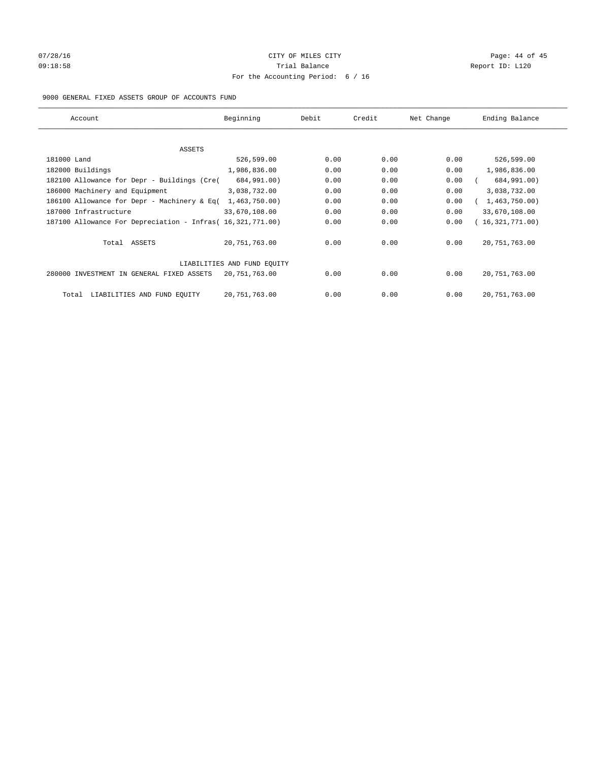CITY OF MILES CITY
Trial Balance
For the Accounting Period: 6 / 16

07/28/16
09:18:58

Report ID: L120

9000 GENERAL FIXED ASSETS GROUP OF ACCOUNTS FUND

| Account | Beginning | Debit | Credit | Net Change | Ending Balance |
|---|---|---|---|---|---|
| ASSETS | | | | | |
| 181000 Land | 526,599.00 | 0.00 | 0.00 | 0.00 | 526,599.00 |
| 182000 Buildings | 1,986,836.00 | 0.00 | 0.00 | 0.00 | 1,986,836.00 |
| 182100 Allowance for Depr - Buildings (Cre( | 684,991.00) | 0.00 | 0.00 | 0.00 | ( 684,991.00) |
| 186000 Machinery and Equipment | 3,038,732.00 | 0.00 | 0.00 | 0.00 | 3,038,732.00 |
| 186100 Allowance for Depr - Machinery & Eq( | 1,463,750.00) | 0.00 | 0.00 | 0.00 | ( 1,463,750.00) |
| 187000 Infrastructure | 33,670,108.00 | 0.00 | 0.00 | 0.00 | 33,670,108.00 |
| 187100 Allowance For Depreciation - Infras( | 16,321,771.00) | 0.00 | 0.00 | 0.00 | ( 16,321,771.00) |
| Total ASSETS | 20,751,763.00 | 0.00 | 0.00 | 0.00 | 20,751,763.00 |
| LIABILITIES AND FUND EQUITY | | | | | |
| 280000 INVESTMENT IN GENERAL FIXED ASSETS | 20,751,763.00 | 0.00 | 0.00 | 0.00 | 20,751,763.00 |
| Total LIABILITIES AND FUND EQUITY | 20,751,763.00 | 0.00 | 0.00 | 0.00 | 20,751,763.00 |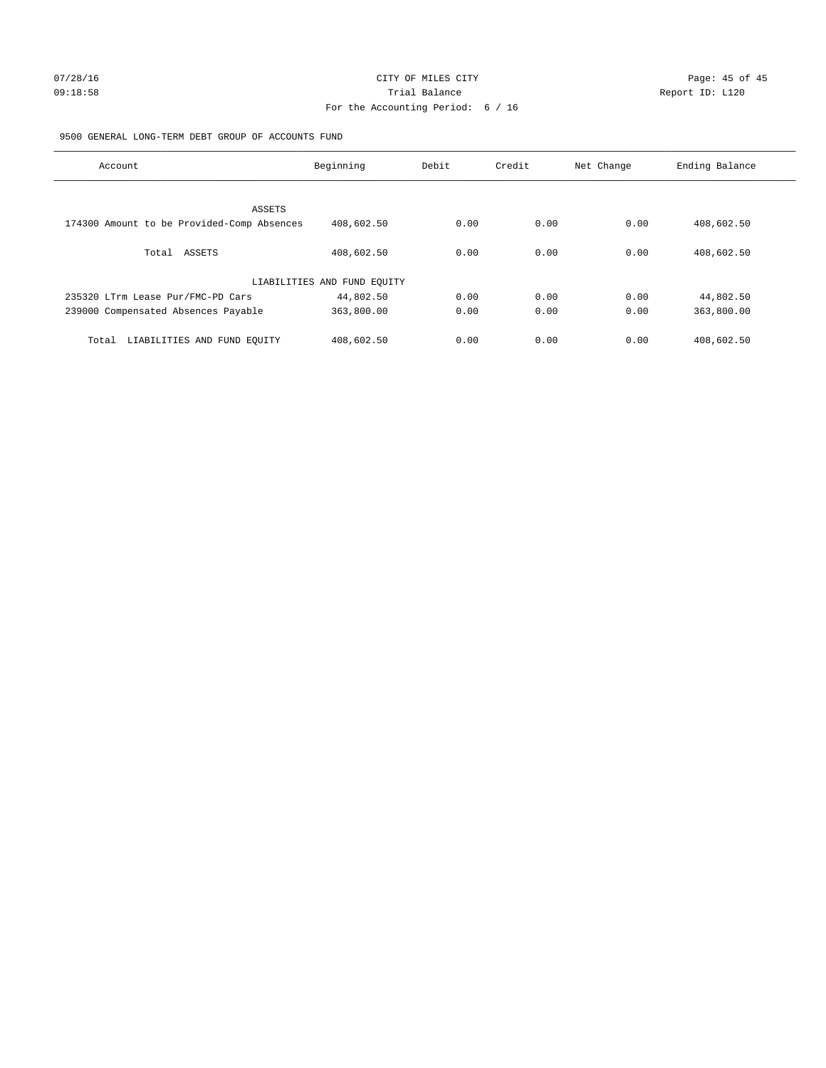CITY OF MILES CITY

Trial Balance

For the Accounting Period: 6 / 16

07/28/16 09:18:58 Report ID: L120

9500 GENERAL LONG-TERM DEBT GROUP OF ACCOUNTS FUND

| Account | Beginning | Debit | Credit | Net Change | Ending Balance |
|---|---|---|---|---|---|
| ASSETS | | | | | |
| 174300 Amount to be Provided-Comp Absences | 408,602.50 | 0.00 | 0.00 | 0.00 | 408,602.50 |
| Total ASSETS | 408,602.50 | 0.00 | 0.00 | 0.00 | 408,602.50 |
| LIABILITIES AND FUND EQUITY | | | | | |
| 235320 LTrm Lease Pur/FMC-PD Cars | 44,802.50 | 0.00 | 0.00 | 0.00 | 44,802.50 |
| 239000 Compensated Absences Payable | 363,800.00 | 0.00 | 0.00 | 0.00 | 363,800.00 |
| Total LIABILITIES AND FUND EQUITY | 408,602.50 | 0.00 | 0.00 | 0.00 | 408,602.50 |